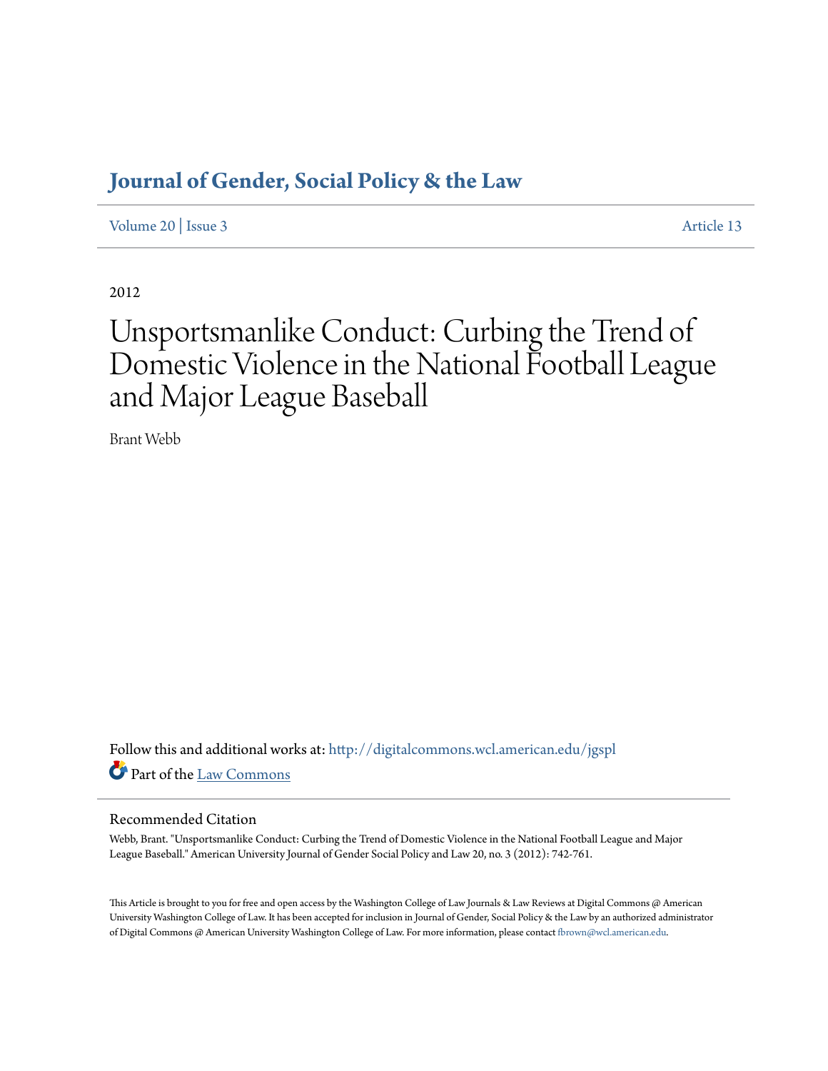# Journal of Gender, Social Policy & the Law

Volume 20 | Issue 3 Article 13

2012

# Unsportsmanlike Conduct: Curbing the Trend of Domestic Violence in the National Football League and Major League Baseball

Brant Webb

Follow this and additional works at: http://digitalcommons.wcl.american.edu/jgspl

Part of the Law Commons

## Recommended Citation

Webb, Brant. "Unsportsmanlike Conduct: Curbing the Trend of Domestic Violence in the National Football League and Major League Baseball." American University Journal of Gender Social Policy and Law 20, no. 3 (2012): 742-761.

This Article is brought to you for free and open access by the Washington College of Law Journals & Law Reviews at Digital Commons @ American University Washington College of Law. It has been accepted for inclusion in Journal of Gender, Social Policy & the Law by an authorized administrator of Digital Commons @ American University Washington College of Law. For more information, please contact fbrown@wcl.american.edu.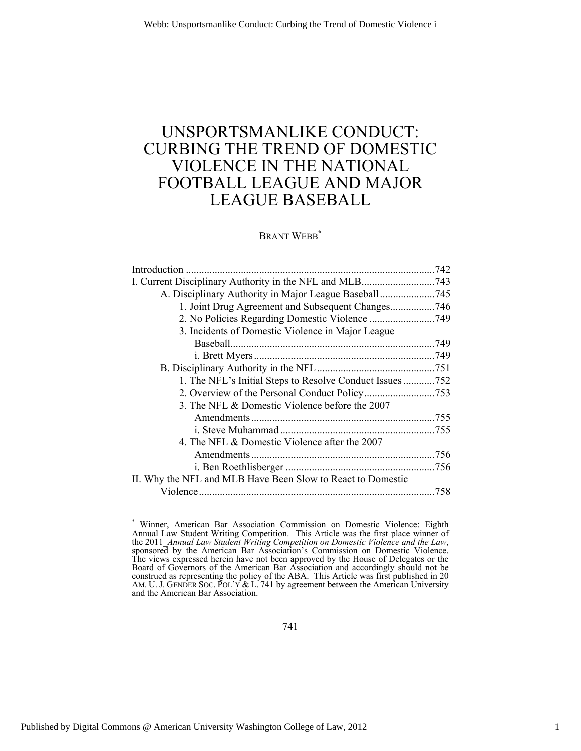# UNSPORTSMANLIKE CONDUCT: CURBING THE TREND OF DOMESTIC VIOLENCE IN THE NATIONAL FOOTBALL LEAGUE AND MAJOR LEAGUE BASEBALL

BRANT WEBB*

Introduction ..........................................................................................742
I. Current Disciplinary Authority in the NFL and MLB...........................743
- A. Disciplinary Authority in Major League Baseball.....................745
  - 1. Joint Drug Agreement and Subsequent Changes.................746
  - 2. No Policies Regarding Domestic Violence .........................749
  - 3. Incidents of Domestic Violence in Major League Baseball.............................................................................749
    - i. Brett Myers.....................................................................749
- B. Disciplinary Authority in the NFL..............................................751
  - 1. The NFL's Initial Steps to Resolve Conduct Issues ............752
  - 2. Overview of the Personal Conduct Policy...........................753
  - 3. The NFL & Domestic Violence before the 2007 Amendments......................................................................755
    - i. Steve Muhammad ...........................................................755
  - 4. The NFL & Domestic Violence after the 2007 Amendments......................................................................756
    - i. Ben Roethlisberger .........................................................756

II. Why the NFL and MLB Have Been Slow to React to Domestic Violence..........................................................................................758

---

* Winner, American Bar Association Commission on Domestic Violence: Eighth Annual Law Student Writing Competition. This Article was the first place winner of the 2011 *Annual Law Student Writing Competition on Domestic Violence and the Law*, sponsored by the American Bar Association's Commission on Domestic Violence. The views expressed herein have not been approved by the House of Delegates or the Board of Governors of the American Bar Association and accordingly should not be construed as representing the policy of the ABA. This Article was first published in 20 AM. U. J. GENDER SOC. POL'Y & L. 741 by agreement between the American University and the American Bar Association.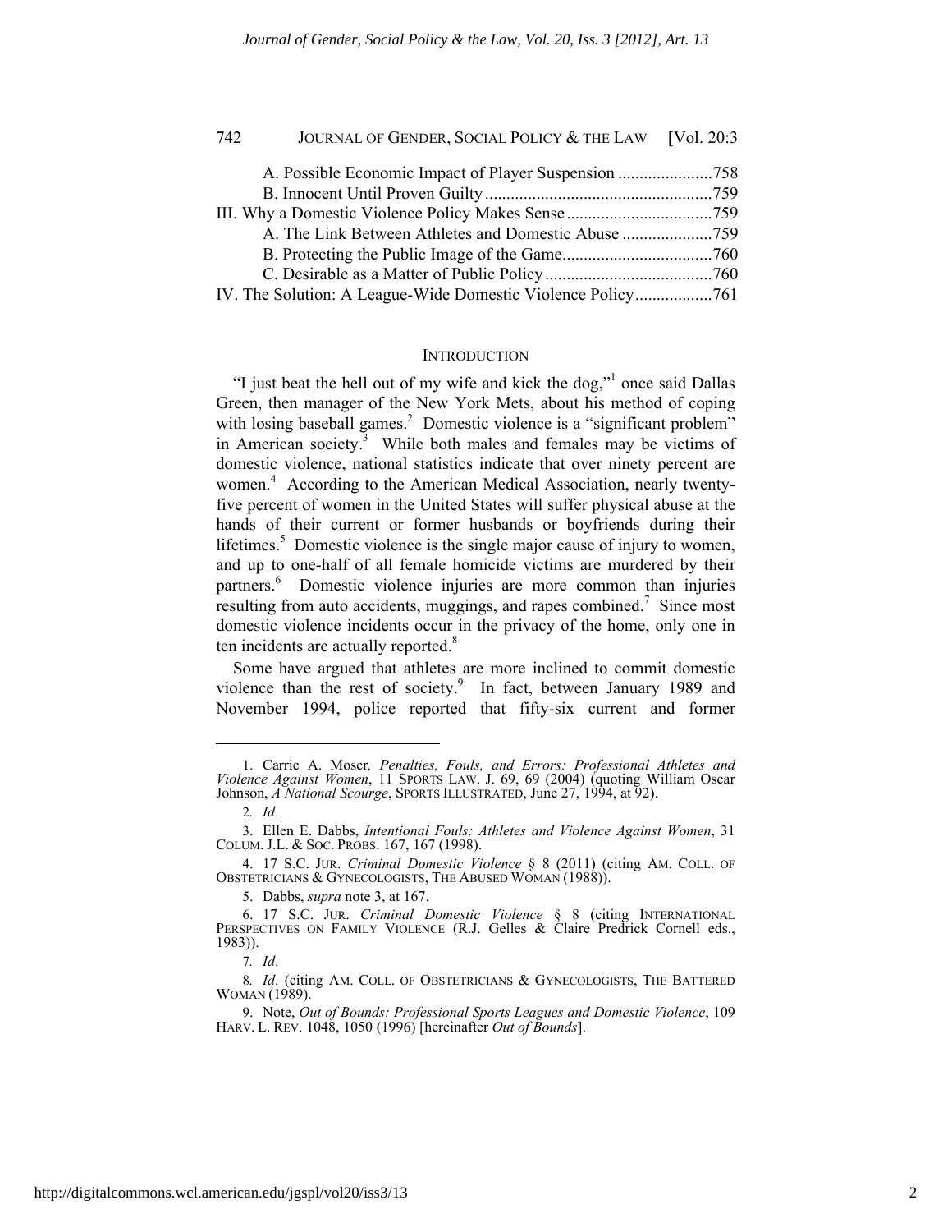A. Possible Economic Impact of Player Suspension ......................758
B. Innocent Until Proven Guilty ....................................................759
III. Why a Domestic Violence Policy Makes Sense ..................................759
A. The Link Between Athletes and Domestic Abuse .....................759
B. Protecting the Public Image of the Game...................................760
C. Desirable as a Matter of Public Policy .......................................760
IV. The Solution: A League-Wide Domestic Violence Policy..................761

## INTRODUCTION

"I just beat the hell out of my wife and kick the dog,"[1] once said Dallas Green, then manager of the New York Mets, about his method of coping with losing baseball games.[2] Domestic violence is a "significant problem" in American society.[3] While both males and females may be victims of domestic violence, national statistics indicate that over ninety percent are women.[4] According to the American Medical Association, nearly twenty-five percent of women in the United States will suffer physical abuse at the hands of their current or former husbands or boyfriends during their lifetimes.[5] Domestic violence is the single major cause of injury to women, and up to one-half of all female homicide victims are murdered by their partners.[6] Domestic violence injuries are more common than injuries resulting from auto accidents, muggings, and rapes combined.[7] Since most domestic violence incidents occur in the privacy of the home, only one in ten incidents are actually reported.[8]

Some have argued that athletes are more inclined to commit domestic violence than the rest of society.[9] In fact, between January 1989 and November 1994, police reported that fifty-six current and former

---

1. Carrie A. Moser, *Penalties, Fouls, and Errors: Professional Athletes and Violence Against Women*, 11 SPORTS LAW. J. 69, 69 (2004) (quoting William Oscar Johnson, *A National Scourge*, SPORTS ILLUSTRATED, June 27, 1994, at 92).

2. *Id*.

3. Ellen E. Dabbs, *Intentional Fouls: Athletes and Violence Against Women*, 31 COLUM. J.L. & SOC. PROBS. 167, 167 (1998).

4. 17 S.C. JUR. *Criminal Domestic Violence* § 8 (2011) (citing AM. COLL. OF OBSTETRICIANS & GYNECOLOGISTS, THE ABUSED WOMAN (1988)).

5. Dabbs, *supra* note 3, at 167.

6. 17 S.C. JUR. *Criminal Domestic Violence* § 8 (citing INTERNATIONAL PERSPECTIVES ON FAMILY VIOLENCE (R.J. Gelles & Claire Predrick Cornell eds., 1983)).

7. *Id*.

8. *Id*. (citing AM. COLL. OF OBSTETRICIANS & GYNECOLOGISTS, THE BATTERED WOMAN (1989).

9. Note, *Out of Bounds: Professional Sports Leagues and Domestic Violence*, 109 HARV. L. REV. 1048, 1050 (1996) [hereinafter *Out of Bounds*].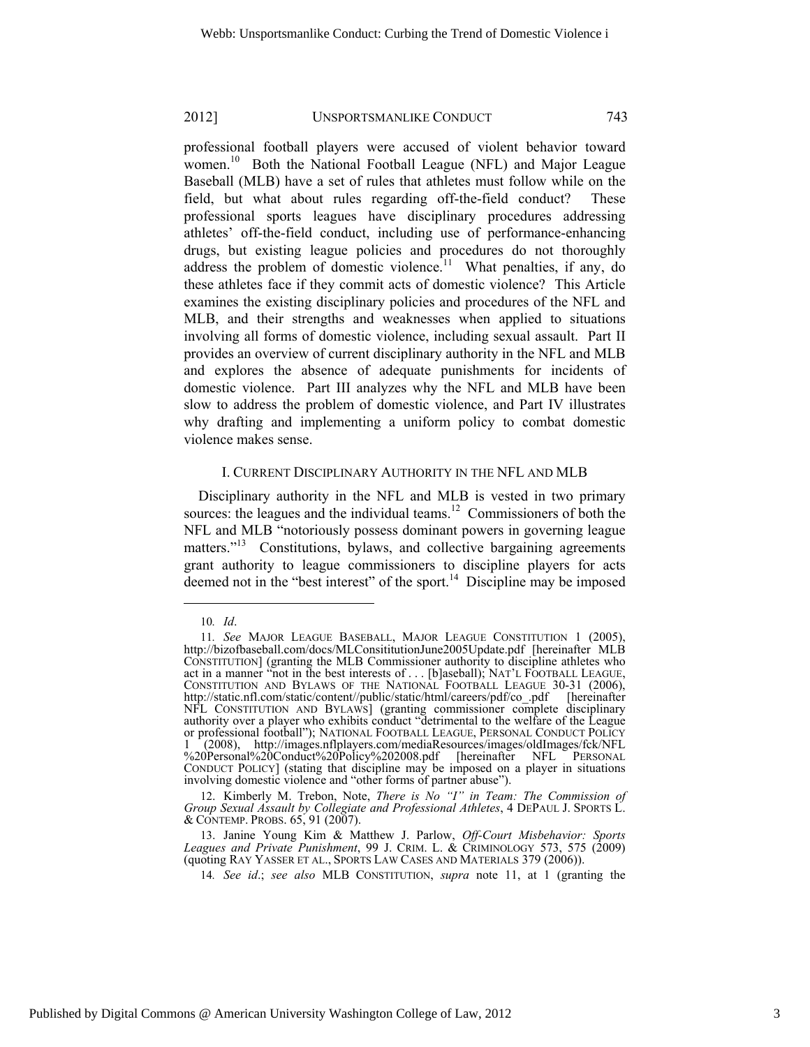professional football players were accused of violent behavior toward women.[10] Both the National Football League (NFL) and Major League Baseball (MLB) have a set of rules that athletes must follow while on the field, but what about rules regarding off-the-field conduct? These professional sports leagues have disciplinary procedures addressing athletes' off-the-field conduct, including use of performance-enhancing drugs, but existing league policies and procedures do not thoroughly address the problem of domestic violence.[11] What penalties, if any, do these athletes face if they commit acts of domestic violence? This Article examines the existing disciplinary policies and procedures of the NFL and MLB, and their strengths and weaknesses when applied to situations involving all forms of domestic violence, including sexual assault. Part II provides an overview of current disciplinary authority in the NFL and MLB and explores the absence of adequate punishments for incidents of domestic violence. Part III analyzes why the NFL and MLB have been slow to address the problem of domestic violence, and Part IV illustrates why drafting and implementing a uniform policy to combat domestic violence makes sense.

## I. Current Disciplinary Authority in the NFL and MLB

Disciplinary authority in the NFL and MLB is vested in two primary sources: the leagues and the individual teams.[12] Commissioners of both the NFL and MLB "notoriously possess dominant powers in governing league matters."[13] Constitutions, bylaws, and collective bargaining agreements grant authority to league commissioners to discipline players for acts deemed not in the "best interest" of the sport.[14] Discipline may be imposed

---

10. *Id*.

11. *See* MAJOR LEAGUE BASEBALL, MAJOR LEAGUE CONSTITUTION 1 (2005), http://bizofbaseball.com/docs/MLConsititutionJune2005Update.pdf [hereinafter MLB CONSTITUTION] (granting the MLB Commissioner authority to discipline athletes who act in a manner "not in the best interests of . . . [b]aseball); NAT'L FOOTBALL LEAGUE, CONSTITUTION AND BYLAWS OF THE NATIONAL FOOTBALL LEAGUE 30-31 (2006), http://static.nfl.com/static/content//public/static/html/careers/pdf/co_.pdf [hereinafter NFL CONSTITUTION AND BYLAWS] (granting commissioner complete disciplinary authority over a player who exhibits conduct "detrimental to the welfare of the League or professional football"); NATIONAL FOOTBALL LEAGUE, PERSONAL CONDUCT POLICY 1 (2008), http://images.nflplayers.com/mediaResources/images/oldImages/fck/NFL%20Personal%20Conduct%20Policy%202008.pdf [hereinafter NFL PERSONAL CONDUCT POLICY] (stating that discipline may be imposed on a player in situations involving domestic violence and "other forms of partner abuse").

12. Kimberly M. Trebon, Note, *There is No "I" in Team: The Commission of Group Sexual Assault by Collegiate and Professional Athletes*, 4 DEPAUL J. SPORTS L. & CONTEMP. PROBS. 65, 91 (2007).

13. Janine Young Kim & Matthew J. Parlow, *Off-Court Misbehavior: Sports Leagues and Private Punishment*, 99 J. CRIM. L. & CRIMINOLOGY 573, 575 (2009) (quoting RAY YASSER ET AL., SPORTS LAW CASES AND MATERIALS 379 (2006)).

14. *See id*.; *see also* MLB CONSTITUTION, *supra* note 11, at 1 (granting the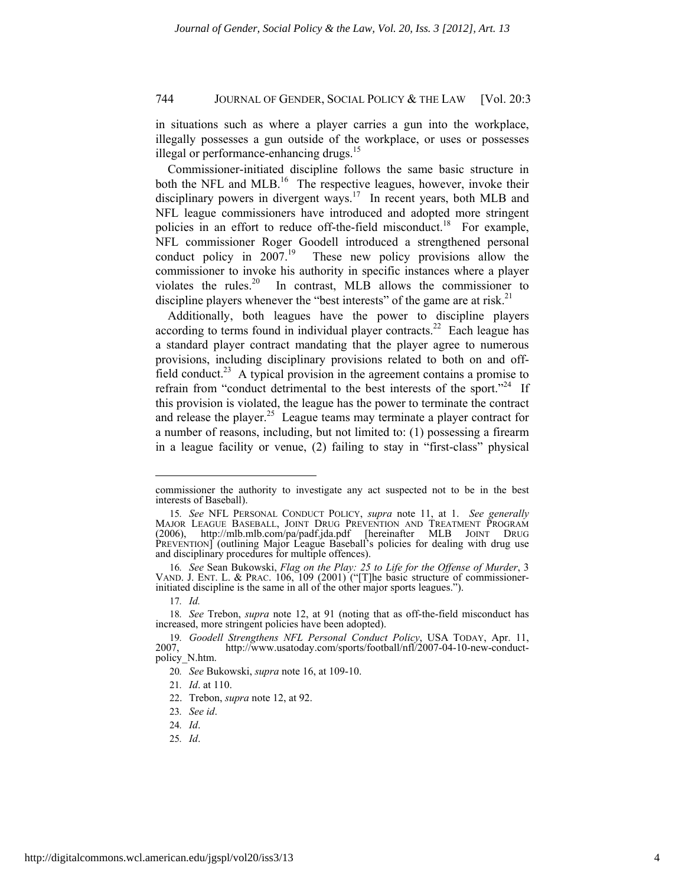in situations such as where a player carries a gun into the workplace, illegally possesses a gun outside of the workplace, or uses or possesses illegal or performance-enhancing drugs.[15]

Commissioner-initiated discipline follows the same basic structure in both the NFL and MLB.[16] The respective leagues, however, invoke their disciplinary powers in divergent ways.[17] In recent years, both MLB and NFL league commissioners have introduced and adopted more stringent policies in an effort to reduce off-the-field misconduct.[18] For example, NFL commissioner Roger Goodell introduced a strengthened personal conduct policy in 2007.[19] These new policy provisions allow the commissioner to invoke his authority in specific instances where a player violates the rules.[20] In contrast, MLB allows the commissioner to discipline players whenever the "best interests" of the game are at risk.[21]

Additionally, both leagues have the power to discipline players according to terms found in individual player contracts.[22] Each league has a standard player contract mandating that the player agree to numerous provisions, including disciplinary provisions related to both on and off-field conduct.[23] A typical provision in the agreement contains a promise to refrain from "conduct detrimental to the best interests of the sport."[24] If this provision is violated, the league has the power to terminate the contract and release the player.[25] League teams may terminate a player contract for a number of reasons, including, but not limited to: (1) possessing a firearm in a league facility or venue, (2) failing to stay in "first-class" physical

---

commissioner the authority to investigate any act suspected not to be in the best interests of Baseball).

15. *See* NFL PERSONAL CONDUCT POLICY, *supra* note 11, at 1. *See generally* MAJOR LEAGUE BASEBALL, JOINT DRUG PREVENTION AND TREATMENT PROGRAM (2006), http://mlb.mlb.com/pa/padf.jda.pdf [hereinafter MLB JOINT DRUG PREVENTION] (outlining Major League Baseball's policies for dealing with drug use and disciplinary procedures for multiple offences).

16. *See* Sean Bukowski, *Flag on the Play: 25 to Life for the Offense of Murder*, 3 VAND. J. ENT. L. & PRAC. 106, 109 (2001) ("[T]he basic structure of commissioner-initiated discipline is the same in all of the other major sports leagues.").

17. *Id.*

18. *See* Trebon, *supra* note 12, at 91 (noting that as off-the-field misconduct has increased, more stringent policies have been adopted).

19. *Goodell Strengthens NFL Personal Conduct Policy*, USA TODAY, Apr. 11, 2007, http://www.usatoday.com/sports/football/nfl/2007-04-10-new-conduct-policy_N.htm.

20. *See* Bukowski, *supra* note 16, at 109-10.

21. *Id*. at 110.

22. Trebon, *supra* note 12, at 92.

23. *See id*.

24. *Id*.

25. *Id*.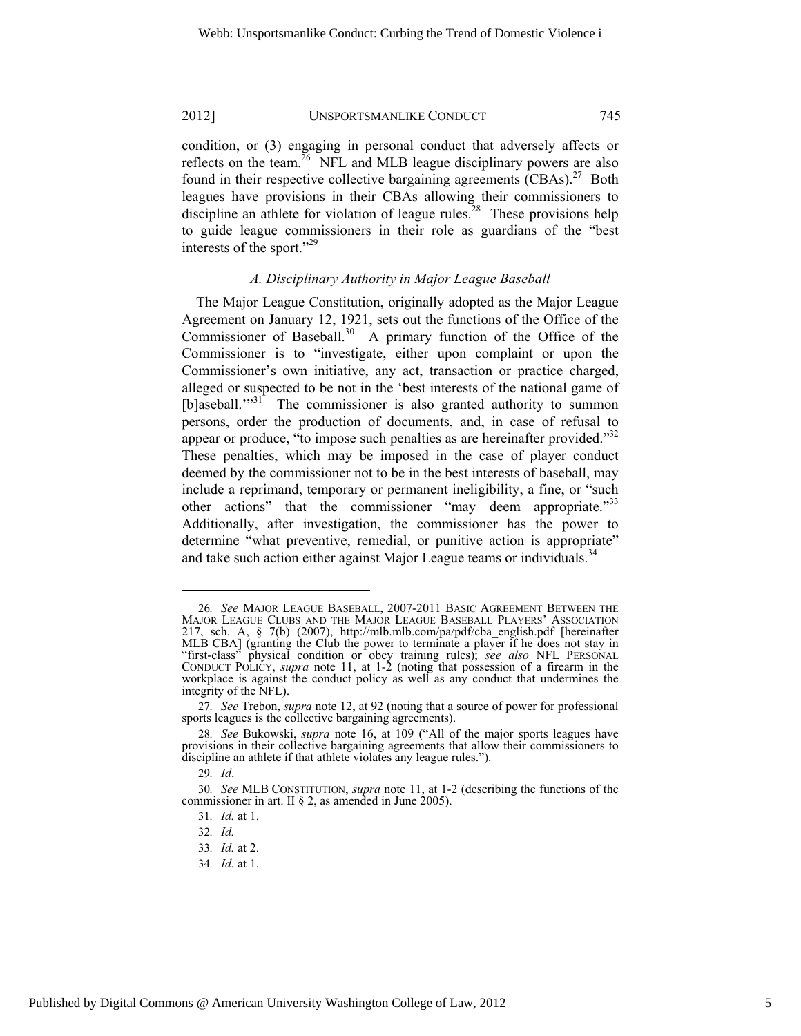condition, or (3) engaging in personal conduct that adversely affects or reflects on the team.[26] NFL and MLB league disciplinary powers are also found in their respective collective bargaining agreements (CBAs).[27] Both leagues have provisions in their CBAs allowing their commissioners to discipline an athlete for violation of league rules.[28] These provisions help to guide league commissioners in their role as guardians of the "best interests of the sport."[29]

### *A. Disciplinary Authority in Major League Baseball*

The Major League Constitution, originally adopted as the Major League Agreement on January 12, 1921, sets out the functions of the Office of the Commissioner of Baseball.[30] A primary function of the Office of the Commissioner is to "investigate, either upon complaint or upon the Commissioner's own initiative, any act, transaction or practice charged, alleged or suspected to be not in the 'best interests of the national game of [b]aseball.'"[31] The commissioner is also granted authority to summon persons, order the production of documents, and, in case of refusal to appear or produce, "to impose such penalties as are hereinafter provided."[32] These penalties, which may be imposed in the case of player conduct deemed by the commissioner not to be in the best interests of baseball, may include a reprimand, temporary or permanent ineligibility, a fine, or "such other actions" that the commissioner "may deem appropriate."[33] Additionally, after investigation, the commissioner has the power to determine "what preventive, remedial, or punitive action is appropriate" and take such action either against Major League teams or individuals.[34]

---

26. *See* MAJOR LEAGUE BASEBALL, 2007-2011 BASIC AGREEMENT BETWEEN THE MAJOR LEAGUE CLUBS AND THE MAJOR LEAGUE BASEBALL PLAYERS' ASSOCIATION 217, sch. A, § 7(b) (2007), http://mlb.mlb.com/pa/pdf/cba_english.pdf [hereinafter MLB CBA] (granting the Club the power to terminate a player if he does not stay in "first-class" physical condition or obey training rules); *see also* NFL PERSONAL CONDUCT POLICY, *supra* note 11, at 1-2 (noting that possession of a firearm in the workplace is against the conduct policy as well as any conduct that undermines the integrity of the NFL).

27. *See* Trebon, *supra* note 12, at 92 (noting that a source of power for professional sports leagues is the collective bargaining agreements).

28. *See* Bukowski, *supra* note 16, at 109 ("All of the major sports leagues have provisions in their collective bargaining agreements that allow their commissioners to discipline an athlete if that athlete violates any league rules.").

29. *Id*.

30. *See* MLB CONSTITUTION, *supra* note 11, at 1-2 (describing the functions of the commissioner in art. II § 2, as amended in June 2005).

31. *Id.* at 1.

32. *Id.*

33. *Id.* at 2.

34. *Id.* at 1.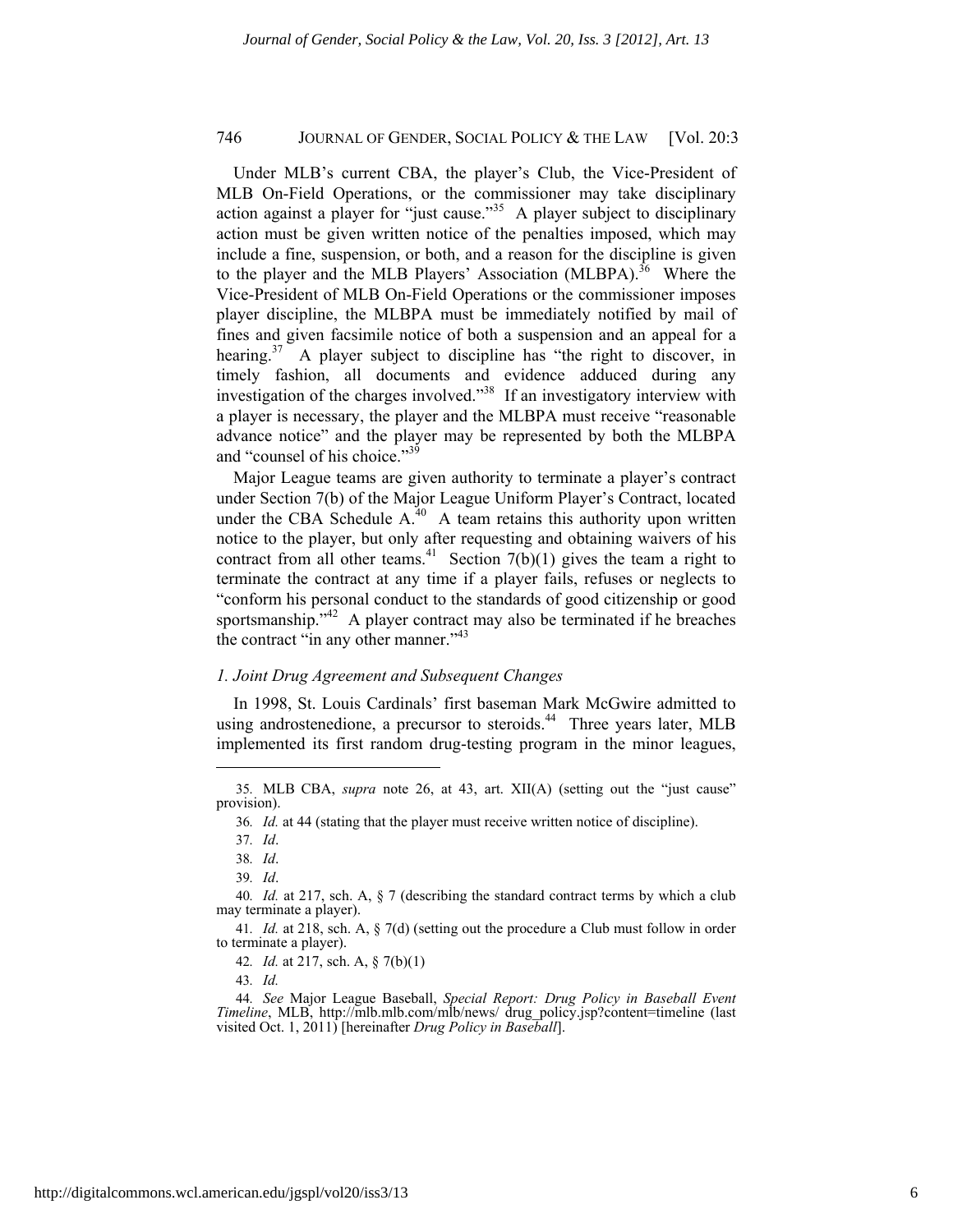Under MLB's current CBA, the player's Club, the Vice-President of MLB On-Field Operations, or the commissioner may take disciplinary action against a player for "just cause."[35] A player subject to disciplinary action must be given written notice of the penalties imposed, which may include a fine, suspension, or both, and a reason for the discipline is given to the player and the MLB Players' Association (MLBPA).[36] Where the Vice-President of MLB On-Field Operations or the commissioner imposes player discipline, the MLBPA must be immediately notified by mail of fines and given facsimile notice of both a suspension and an appeal for a hearing.[37] A player subject to discipline has "the right to discover, in timely fashion, all documents and evidence adduced during any investigation of the charges involved."[38] If an investigatory interview with a player is necessary, the player and the MLBPA must receive "reasonable advance notice" and the player may be represented by both the MLBPA and "counsel of his choice."[39]

Major League teams are given authority to terminate a player's contract under Section 7(b) of the Major League Uniform Player's Contract, located under the CBA Schedule A.[40] A team retains this authority upon written notice to the player, but only after requesting and obtaining waivers of his contract from all other teams.[41] Section 7(b)(1) gives the team a right to terminate the contract at any time if a player fails, refuses or neglects to "conform his personal conduct to the standards of good citizenship or good sportsmanship."[42] A player contract may also be terminated if he breaches the contract "in any other manner."[43]

### *1. Joint Drug Agreement and Subsequent Changes*

In 1998, St. Louis Cardinals' first baseman Mark McGwire admitted to using androstenedione, a precursor to steroids.[44] Three years later, MLB implemented its first random drug-testing program in the minor leagues,

---

35. MLB CBA, *supra* note 26, at 43, art. XII(A) (setting out the "just cause" provision).

36. *Id.* at 44 (stating that the player must receive written notice of discipline).

37. *Id*.

38. *Id*.

39. *Id*.

40. *Id.* at 217, sch. A, § 7 (describing the standard contract terms by which a club may terminate a player).

41. *Id.* at 218, sch. A, § 7(d) (setting out the procedure a Club must follow in order to terminate a player).

42. *Id.* at 217, sch. A, § 7(b)(1)

43. *Id.*

44. *See* Major League Baseball, *Special Report: Drug Policy in Baseball Event Timeline*, MLB, http://mlb.mlb.com/mlb/news/ drug_policy.jsp?content=timeline (last visited Oct. 1, 2011) [hereinafter *Drug Policy in Baseball*].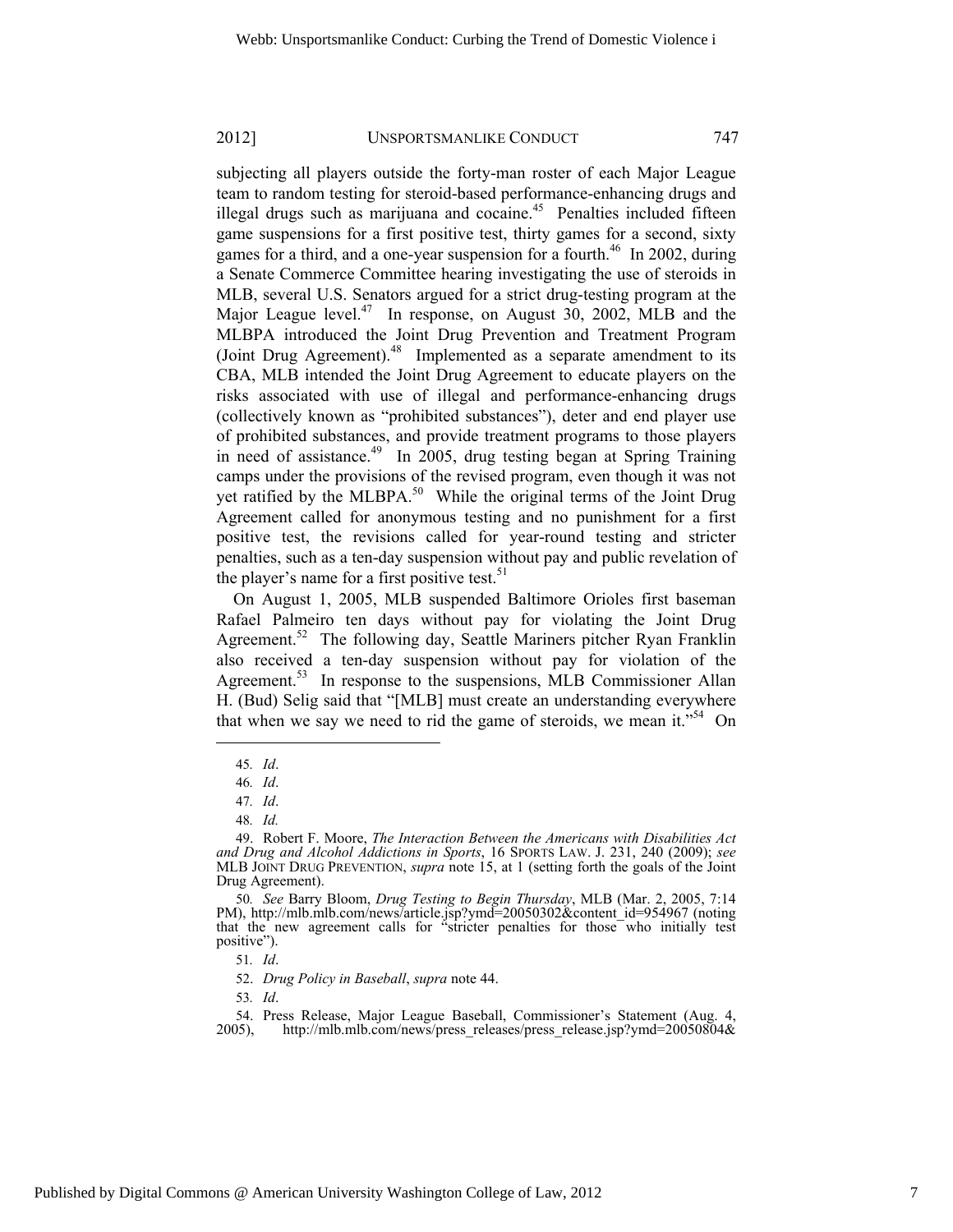subjecting all players outside the forty-man roster of each Major League team to random testing for steroid-based performance-enhancing drugs and illegal drugs such as marijuana and cocaine.[45] Penalties included fifteen game suspensions for a first positive test, thirty games for a second, sixty games for a third, and a one-year suspension for a fourth.[46] In 2002, during a Senate Commerce Committee hearing investigating the use of steroids in MLB, several U.S. Senators argued for a strict drug-testing program at the Major League level.[47] In response, on August 30, 2002, MLB and the MLBPA introduced the Joint Drug Prevention and Treatment Program (Joint Drug Agreement).[48] Implemented as a separate amendment to its CBA, MLB intended the Joint Drug Agreement to educate players on the risks associated with use of illegal and performance-enhancing drugs (collectively known as "prohibited substances"), deter and end player use of prohibited substances, and provide treatment programs to those players in need of assistance.[49] In 2005, drug testing began at Spring Training camps under the provisions of the revised program, even though it was not yet ratified by the MLBPA.[50] While the original terms of the Joint Drug Agreement called for anonymous testing and no punishment for a first positive test, the revisions called for year-round testing and stricter penalties, such as a ten-day suspension without pay and public revelation of the player's name for a first positive test.[51]

On August 1, 2005, MLB suspended Baltimore Orioles first baseman Rafael Palmeiro ten days without pay for violating the Joint Drug Agreement.[52] The following day, Seattle Mariners pitcher Ryan Franklin also received a ten-day suspension without pay for violation of the Agreement.[53] In response to the suspensions, MLB Commissioner Allan H. (Bud) Selig said that "[MLB] must create an understanding everywhere that when we say we need to rid the game of steroids, we mean it."[54] On

---

45. *Id*.

46. *Id*.

47. *Id*.

48. *Id.*

49. Robert F. Moore, *The Interaction Between the Americans with Disabilities Act and Drug and Alcohol Addictions in Sports*, 16 SPORTS LAW. J. 231, 240 (2009); *see* MLB JOINT DRUG PREVENTION, *supra* note 15, at 1 (setting forth the goals of the Joint Drug Agreement).

50. *See* Barry Bloom, *Drug Testing to Begin Thursday*, MLB (Mar. 2, 2005, 7:14 PM), http://mlb.mlb.com/news/article.jsp?ymd=20050302&content_id=954967 (noting that the new agreement calls for "stricter penalties for those who initially test positive").

51. *Id*.

52. *Drug Policy in Baseball*, *supra* note 44.

53. *Id*.

54. Press Release, Major League Baseball, Commissioner's Statement (Aug. 4, 2005), http://mlb.mlb.com/news/press_releases/press_release.jsp?ymd=20050804&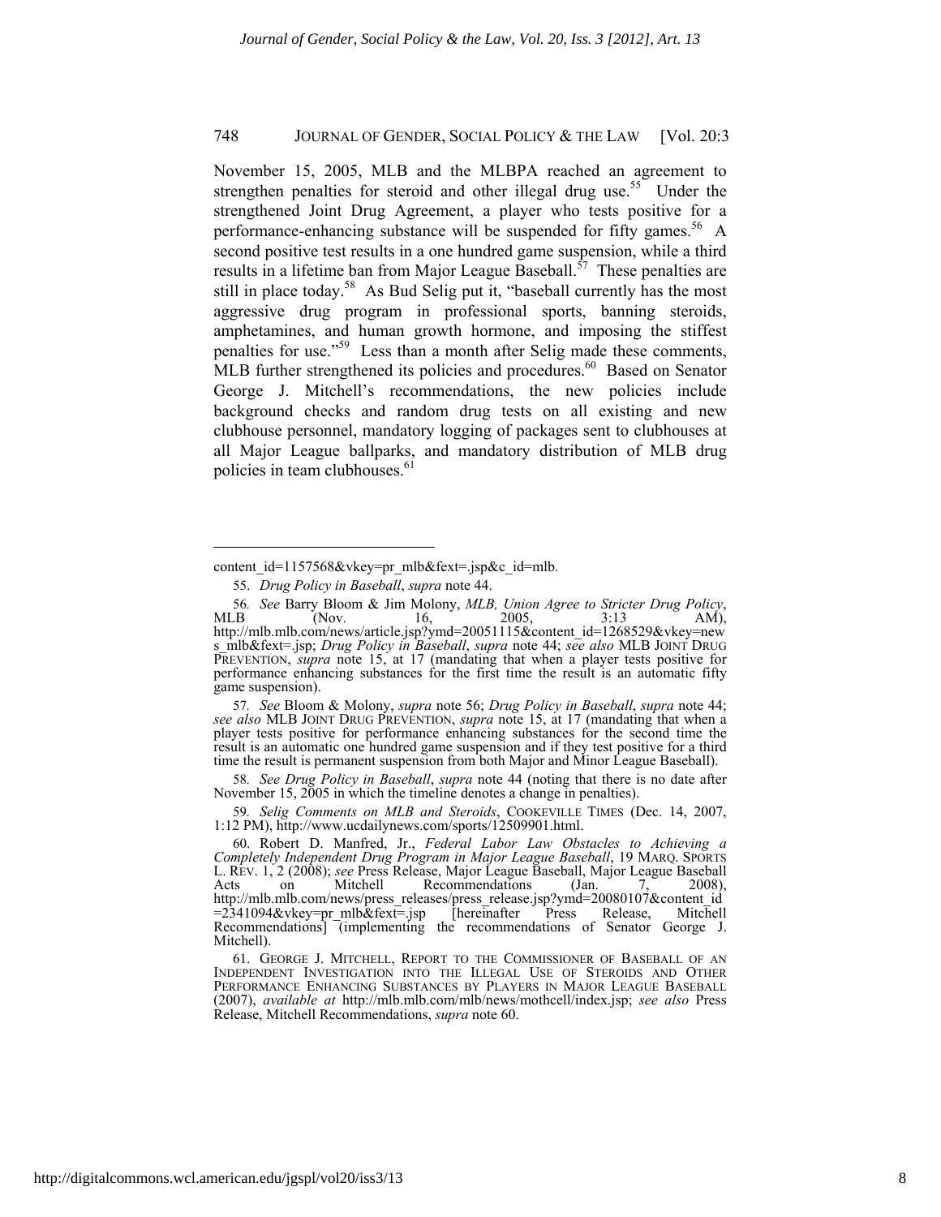November 15, 2005, MLB and the MLBPA reached an agreement to strengthen penalties for steroid and other illegal drug use.[55] Under the strengthened Joint Drug Agreement, a player who tests positive for a performance-enhancing substance will be suspended for fifty games.[56] A second positive test results in a one hundred game suspension, while a third results in a lifetime ban from Major League Baseball.[57] These penalties are still in place today.[58] As Bud Selig put it, "baseball currently has the most aggressive drug program in professional sports, banning steroids, amphetamines, and human growth hormone, and imposing the stiffest penalties for use."[59] Less than a month after Selig made these comments, MLB further strengthened its policies and procedures.[60] Based on Senator George J. Mitchell's recommendations, the new policies include background checks and random drug tests on all existing and new clubhouse personnel, mandatory logging of packages sent to clubhouses at all Major League ballparks, and mandatory distribution of MLB drug policies in team clubhouses.[61]

---

content_id=1157568&vkey=pr_mlb&fext=.jsp&c_id=mlb.

55. *Drug Policy in Baseball*, *supra* note 44.

56. *See* Barry Bloom & Jim Molony, *MLB, Union Agree to Stricter Drug Policy*, MLB (Nov. 16, 2005, 3:13 AM), http://mlb.mlb.com/news/article.jsp?ymd=20051115&content_id=1268529&vkey=news_mlb&fext=.jsp; *Drug Policy in Baseball*, *supra* note 44; *see also* MLB JOINT DRUG PREVENTION, *supra* note 15, at 17 (mandating that when a player tests positive for performance enhancing substances for the first time the result is an automatic fifty game suspension).

57. *See* Bloom & Molony, *supra* note 56; *Drug Policy in Baseball*, *supra* note 44; *see also* MLB JOINT DRUG PREVENTION, *supra* note 15, at 17 (mandating that when a player tests positive for performance enhancing substances for the second time the result is an automatic one hundred game suspension and if they test positive for a third time the result is permanent suspension from both Major and Minor League Baseball).

58. *See Drug Policy in Baseball*, *supra* note 44 (noting that there is no date after November 15, 2005 in which the timeline denotes a change in penalties).

59. *Selig Comments on MLB and Steroids*, COOKEVILLE TIMES (Dec. 14, 2007, 1:12 PM), http://www.ucdailynews.com/sports/12509901.html.

60. Robert D. Manfred, Jr., *Federal Labor Law Obstacles to Achieving a Completely Independent Drug Program in Major League Baseball*, 19 MARQ. SPORTS L. REV. 1, 2 (2008); *see* Press Release, Major League Baseball, Major League Baseball Acts on Mitchell Recommendations (Jan. 7, 2008), http://mlb.mlb.com/news/press_releases/press_release.jsp?ymd=20080107&content_id=2341094&vkey=pr_mlb&fext=.jsp [hereinafter Press Release, Mitchell Recommendations] (implementing the recommendations of Senator George J. Mitchell).

61. GEORGE J. MITCHELL, REPORT TO THE COMMISSIONER OF BASEBALL OF AN INDEPENDENT INVESTIGATION INTO THE ILLEGAL USE OF STEROIDS AND OTHER PERFORMANCE ENHANCING SUBSTANCES BY PLAYERS IN MAJOR LEAGUE BASEBALL (2007), *available at* http://mlb.mlb.com/mlb/news/mothcell/index.jsp; *see also* Press Release, Mitchell Recommendations, *supra* note 60.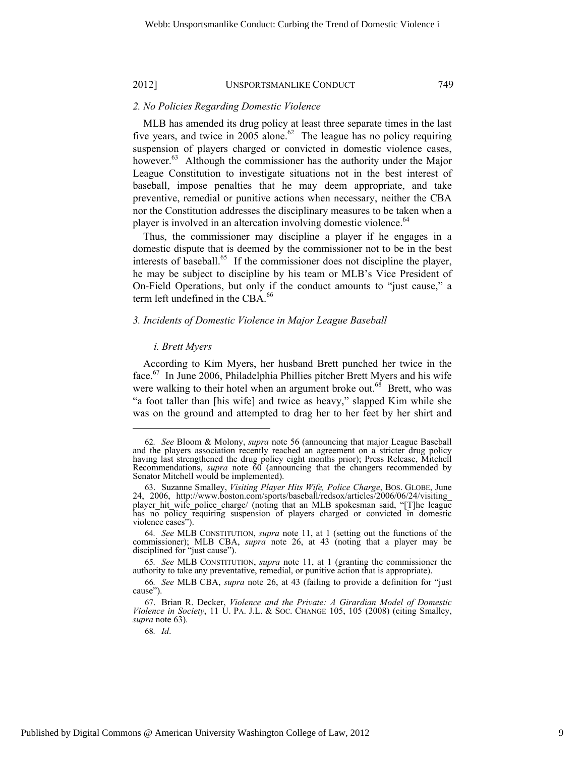### *2. No Policies Regarding Domestic Violence*

MLB has amended its drug policy at least three separate times in the last five years, and twice in 2005 alone.[62] The league has no policy requiring suspension of players charged or convicted in domestic violence cases, however.[63] Although the commissioner has the authority under the Major League Constitution to investigate situations not in the best interest of baseball, impose penalties that he may deem appropriate, and take preventive, remedial or punitive actions when necessary, neither the CBA nor the Constitution addresses the disciplinary measures to be taken when a player is involved in an altercation involving domestic violence.[64]

Thus, the commissioner may discipline a player if he engages in a domestic dispute that is deemed by the commissioner not to be in the best interests of baseball.[65] If the commissioner does not discipline the player, he may be subject to discipline by his team or MLB's Vice President of On-Field Operations, but only if the conduct amounts to "just cause," a term left undefined in the CBA.[66]

### *3. Incidents of Domestic Violence in Major League Baseball*

#### *i. Brett Myers*

According to Kim Myers, her husband Brett punched her twice in the face.[67] In June 2006, Philadelphia Phillies pitcher Brett Myers and his wife were walking to their hotel when an argument broke out.[68] Brett, who was "a foot taller than [his wife] and twice as heavy," slapped Kim while she was on the ground and attempted to drag her to her feet by her shirt and

---

62. *See* Bloom & Molony, *supra* note 56 (announcing that major League Baseball and the players association recently reached an agreement on a stricter drug policy having last strengthened the drug policy eight months prior); Press Release, Mitchell Recommendations, *supra* note 60 (announcing that the changers recommended by Senator Mitchell would be implemented).

63. Suzanne Smalley, *Visiting Player Hits Wife, Police Charge*, BOS. GLOBE, June 24, 2006, http://www.boston.com/sports/baseball/redsox/articles/2006/06/24/visiting_player_hit_wife_police_charge/ (noting that an MLB spokesman said, "[T]he league has no policy requiring suspension of players charged or convicted in domestic violence cases").

64. *See* MLB CONSTITUTION, *supra* note 11, at 1 (setting out the functions of the commissioner); MLB CBA, *supra* note 26, at 43 (noting that a player may be disciplined for "just cause").

65. *See* MLB CONSTITUTION, *supra* note 11, at 1 (granting the commissioner the authority to take any preventative, remedial, or punitive action that is appropriate).

66. *See* MLB CBA, *supra* note 26, at 43 (failing to provide a definition for "just cause").

67. Brian R. Decker, *Violence and the Private: A Girardian Model of Domestic Violence in Society*, 11 U. PA. J.L. & SOC. CHANGE 105, 105 (2008) (citing Smalley, *supra* note 63).

68. *Id*.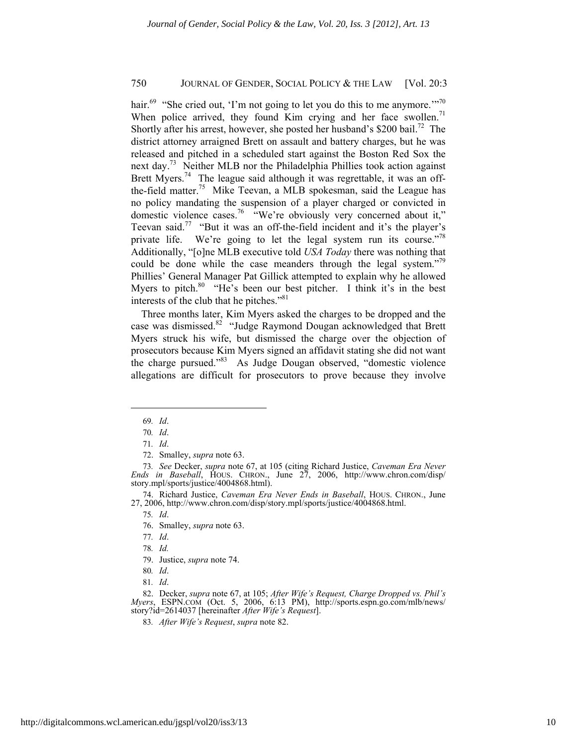hair.[69] "She cried out, 'I'm not going to let you do this to me anymore.'"[70] When police arrived, they found Kim crying and her face swollen.[71] Shortly after his arrest, however, she posted her husband's $200 bail.[72] The district attorney arraigned Brett on assault and battery charges, but he was released and pitched in a scheduled start against the Boston Red Sox the next day.[73] Neither MLB nor the Philadelphia Phillies took action against Brett Myers.[74] The league said although it was regrettable, it was an off-the-field matter.[75] Mike Teevan, a MLB spokesman, said the League has no policy mandating the suspension of a player charged or convicted in domestic violence cases.[76] "We're obviously very concerned about it," Teevan said.[77] "But it was an off-the-field incident and it's the player's private life. We're going to let the legal system run its course."[78] Additionally, "[o]ne MLB executive told *USA Today* there was nothing that could be done while the case meanders through the legal system."[79] Phillies' General Manager Pat Gillick attempted to explain why he allowed Myers to pitch.[80] "He's been our best pitcher. I think it's in the best interests of the club that he pitches."[81]

Three months later, Kim Myers asked the charges to be dropped and the case was dismissed.[82] "Judge Raymond Dougan acknowledged that Brett Myers struck his wife, but dismissed the charge over the objection of prosecutors because Kim Myers signed an affidavit stating she did not want the charge pursued."[83] As Judge Dougan observed, "domestic violence allegations are difficult for prosecutors to prove because they involve

---

69. *Id*.

70. *Id*.

71. *Id*.

72. Smalley, *supra* note 63.

73. *See* Decker, *supra* note 67, at 105 (citing Richard Justice, *Caveman Era Never Ends in Baseball*, HOUS. CHRON., June 27, 2006, http://www.chron.com/disp/story.mpl/sports/justice/4004868.html).

74. Richard Justice, *Caveman Era Never Ends in Baseball*, HOUS. CHRON., June 27, 2006, http://www.chron.com/disp/story.mpl/sports/justice/4004868.html.

75. *Id*.

76. Smalley, *supra* note 63.

77. *Id*.

78. *Id.*

79. Justice, *supra* note 74.

80. *Id*.

81. *Id*.

82. Decker, *supra* note 67, at 105; *After Wife's Request, Charge Dropped vs. Phil's Myers*, ESPN.COM (Oct. 5, 2006, 6:13 PM), http://sports.espn.go.com/mlb/news/story?id=2614037 [hereinafter *After Wife's Request*].

83. *After Wife's Request*, *supra* note 82.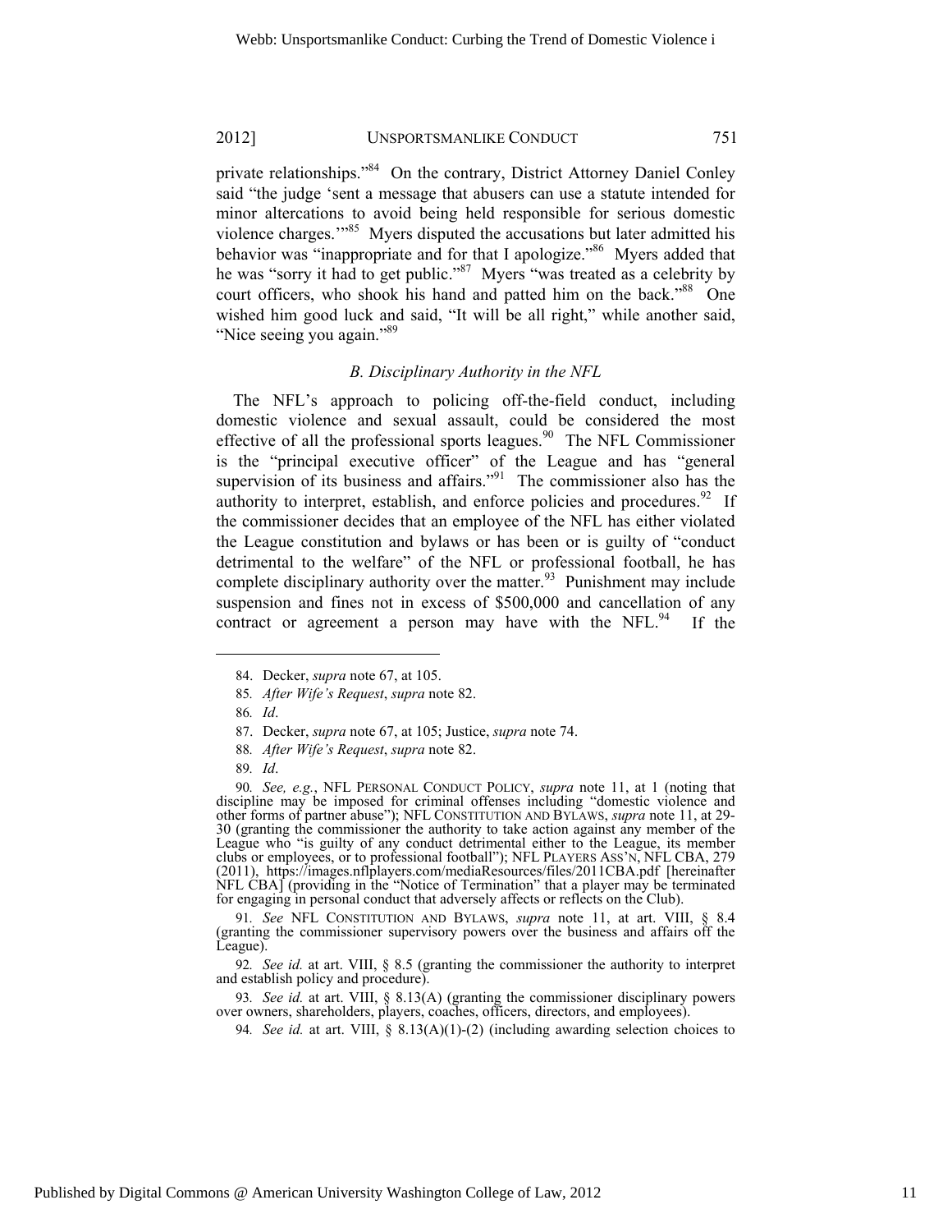private relationships."[84] On the contrary, District Attorney Daniel Conley said "the judge 'sent a message that abusers can use a statute intended for minor altercations to avoid being held responsible for serious domestic violence charges.'"[85] Myers disputed the accusations but later admitted his behavior was "inappropriate and for that I apologize."[86] Myers added that he was "sorry it had to get public."[87] Myers "was treated as a celebrity by court officers, who shook his hand and patted him on the back."[88] One wished him good luck and said, "It will be all right," while another said, "Nice seeing you again."[89]

### *B. Disciplinary Authority in the NFL*

The NFL's approach to policing off-the-field conduct, including domestic violence and sexual assault, could be considered the most effective of all the professional sports leagues.[90] The NFL Commissioner is the "principal executive officer" of the League and has "general supervision of its business and affairs."[91] The commissioner also has the authority to interpret, establish, and enforce policies and procedures.[92] If the commissioner decides that an employee of the NFL has either violated the League constitution and bylaws or has been or is guilty of "conduct detrimental to the welfare" of the NFL or professional football, he has complete disciplinary authority over the matter.[93] Punishment may include suspension and fines not in excess of $500,000 and cancellation of any contract or agreement a person may have with the NFL.[94] If the

---

84. Decker, *supra* note 67, at 105.

85. *After Wife's Request*, *supra* note 82.

86. *Id*.

87. Decker, *supra* note 67, at 105; Justice, *supra* note 74.

88. *After Wife's Request*, *supra* note 82.

89. *Id*.

90. *See, e.g.*, NFL PERSONAL CONDUCT POLICY, *supra* note 11, at 1 (noting that discipline may be imposed for criminal offenses including "domestic violence and other forms of partner abuse"); NFL CONSTITUTION AND BYLAWS, *supra* note 11, at 29-30 (granting the commissioner the authority to take action against any member of the League who "is guilty of any conduct detrimental either to the League, its member clubs or employees, or to professional football"); NFL PLAYERS ASS'N, NFL CBA, 279 (2011), https://images.nflplayers.com/mediaResources/files/2011CBA.pdf [hereinafter NFL CBA] (providing in the "Notice of Termination" that a player may be terminated for engaging in personal conduct that adversely affects or reflects on the Club).

91. *See* NFL CONSTITUTION AND BYLAWS, *supra* note 11, at art. VIII, § 8.4 (granting the commissioner supervisory powers over the business and affairs off the League).

92. *See id.* at art. VIII, § 8.5 (granting the commissioner the authority to interpret and establish policy and procedure).

93. *See id.* at art. VIII, § 8.13(A) (granting the commissioner disciplinary powers over owners, shareholders, players, coaches, officers, directors, and employees).

94. *See id.* at art. VIII, § 8.13(A)(1)-(2) (including awarding selection choices to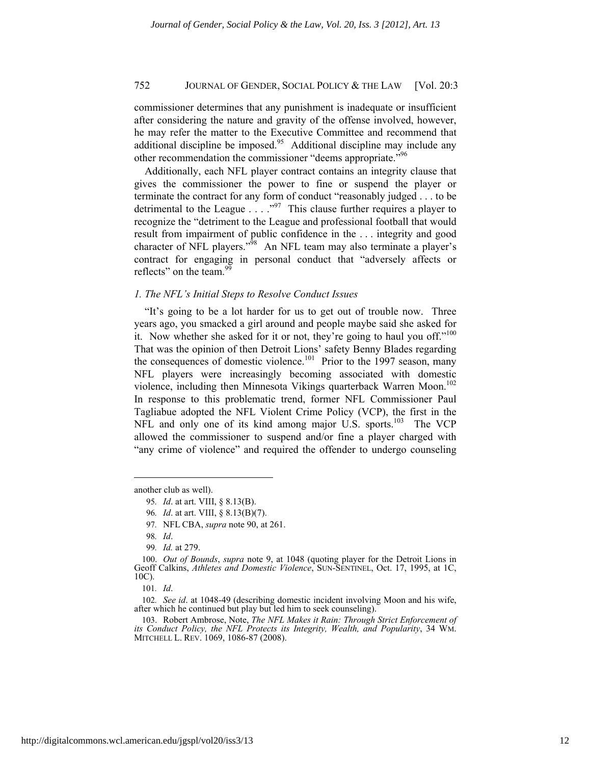commissioner determines that any punishment is inadequate or insufficient after considering the nature and gravity of the offense involved, however, he may refer the matter to the Executive Committee and recommend that additional discipline be imposed.[95] Additional discipline may include any other recommendation the commissioner "deems appropriate."[96]

Additionally, each NFL player contract contains an integrity clause that gives the commissioner the power to fine or suspend the player or terminate the contract for any form of conduct "reasonably judged . . . to be detrimental to the League . . . ."[97] This clause further requires a player to recognize the "detriment to the League and professional football that would result from impairment of public confidence in the . . . integrity and good character of NFL players."[98] An NFL team may also terminate a player's contract for engaging in personal conduct that "adversely affects or reflects" on the team.[99]

### *1. The NFL's Initial Steps to Resolve Conduct Issues*

"It's going to be a lot harder for us to get out of trouble now. Three years ago, you smacked a girl around and people maybe said she asked for it. Now whether she asked for it or not, they're going to haul you off."[100] That was the opinion of then Detroit Lions' safety Benny Blades regarding the consequences of domestic violence.[101] Prior to the 1997 season, many NFL players were increasingly becoming associated with domestic violence, including then Minnesota Vikings quarterback Warren Moon.[102] In response to this problematic trend, former NFL Commissioner Paul Tagliabue adopted the NFL Violent Crime Policy (VCP), the first in the NFL and only one of its kind among major U.S. sports.[103] The VCP allowed the commissioner to suspend and/or fine a player charged with "any crime of violence" and required the offender to undergo counseling

---

another club as well).

95. *Id*. at art. VIII, § 8.13(B).

96. *Id*. at art. VIII, § 8.13(B)(7).

97. NFL CBA, *supra* note 90, at 261.

98. *Id*.

99. *Id.* at 279.

100. *Out of Bounds*, *supra* note 9, at 1048 (quoting player for the Detroit Lions in Geoff Calkins, *Athletes and Domestic Violence*, SUN-SENTINEL, Oct. 17, 1995, at 1C, 10C).

101. *Id*.

102. *See id*. at 1048-49 (describing domestic incident involving Moon and his wife, after which he continued but play but led him to seek counseling).

103. Robert Ambrose, Note, *The NFL Makes it Rain: Through Strict Enforcement of its Conduct Policy, the NFL Protects its Integrity, Wealth, and Popularity*, 34 WM. MITCHELL L. REV. 1069, 1086-87 (2008).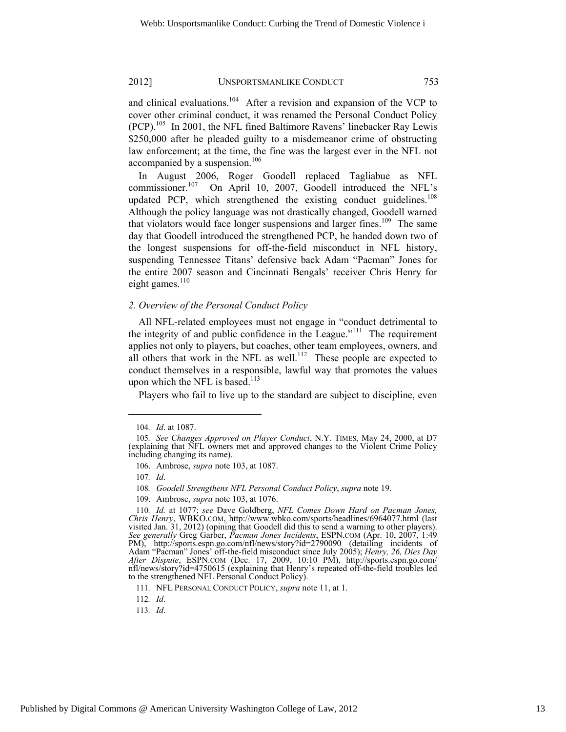and clinical evaluations.[104] After a revision and expansion of the VCP to cover other criminal conduct, it was renamed the Personal Conduct Policy (PCP).[105] In 2001, the NFL fined Baltimore Ravens' linebacker Ray Lewis $250,000 after he pleaded guilty to a misdemeanor crime of obstructing law enforcement; at the time, the fine was the largest ever in the NFL not accompanied by a suspension.[106]

In August 2006, Roger Goodell replaced Tagliabue as NFL commissioner.[107] On April 10, 2007, Goodell introduced the NFL's updated PCP, which strengthened the existing conduct guidelines.[108] Although the policy language was not drastically changed, Goodell warned that violators would face longer suspensions and larger fines.[109] The same day that Goodell introduced the strengthened PCP, he handed down two of the longest suspensions for off-the-field misconduct in NFL history, suspending Tennessee Titans' defensive back Adam "Pacman" Jones for the entire 2007 season and Cincinnati Bengals' receiver Chris Henry for eight games.[110]

### *2. Overview of the Personal Conduct Policy*

All NFL-related employees must not engage in "conduct detrimental to the integrity of and public confidence in the League."[111] The requirement applies not only to players, but coaches, other team employees, owners, and all others that work in the NFL as well.[112] These people are expected to conduct themselves in a responsible, lawful way that promotes the values upon which the NFL is based.[113]

Players who fail to live up to the standard are subject to discipline, even

---

104. *Id*. at 1087.

105. *See Changes Approved on Player Conduct*, N.Y. TIMES, May 24, 2000, at D7 (explaining that NFL owners met and approved changes to the Violent Crime Policy including changing its name).

106. Ambrose, *supra* note 103, at 1087.

107. *Id*.

108. *Goodell Strengthens NFL Personal Conduct Policy*, *supra* note 19.

109. Ambrose, *supra* note 103, at 1076.

110. *Id.* at 1077; *see* Dave Goldberg, *NFL Comes Down Hard on Pacman Jones, Chris Henry*, WBKO.COM, http://www.wbko.com/sports/headlines/6964077.html (last visited Jan. 31, 2012) (opining that Goodell did this to send a warning to other players). *See generally* Greg Garber, *Pacman Jones Incidents*, ESPN.COM (Apr. 10, 2007, 1:49 PM), http://sports.espn.go.com/nfl/news/story?id=2790090 (detailing incidents of Adam "Pacman" Jones' off-the-field misconduct since July 2005); *Henry, 26, Dies Day After Dispute*, ESPN.COM (Dec. 17, 2009, 10:10 PM), http://sports.espn.go.com/nfl/news/story?id=4750615 (explaining that Henry's repeated off-the-field troubles led to the strengthened NFL Personal Conduct Policy).

111. NFL PERSONAL CONDUCT POLICY, *supra* note 11, at 1.

112. *Id*.

113. *Id*.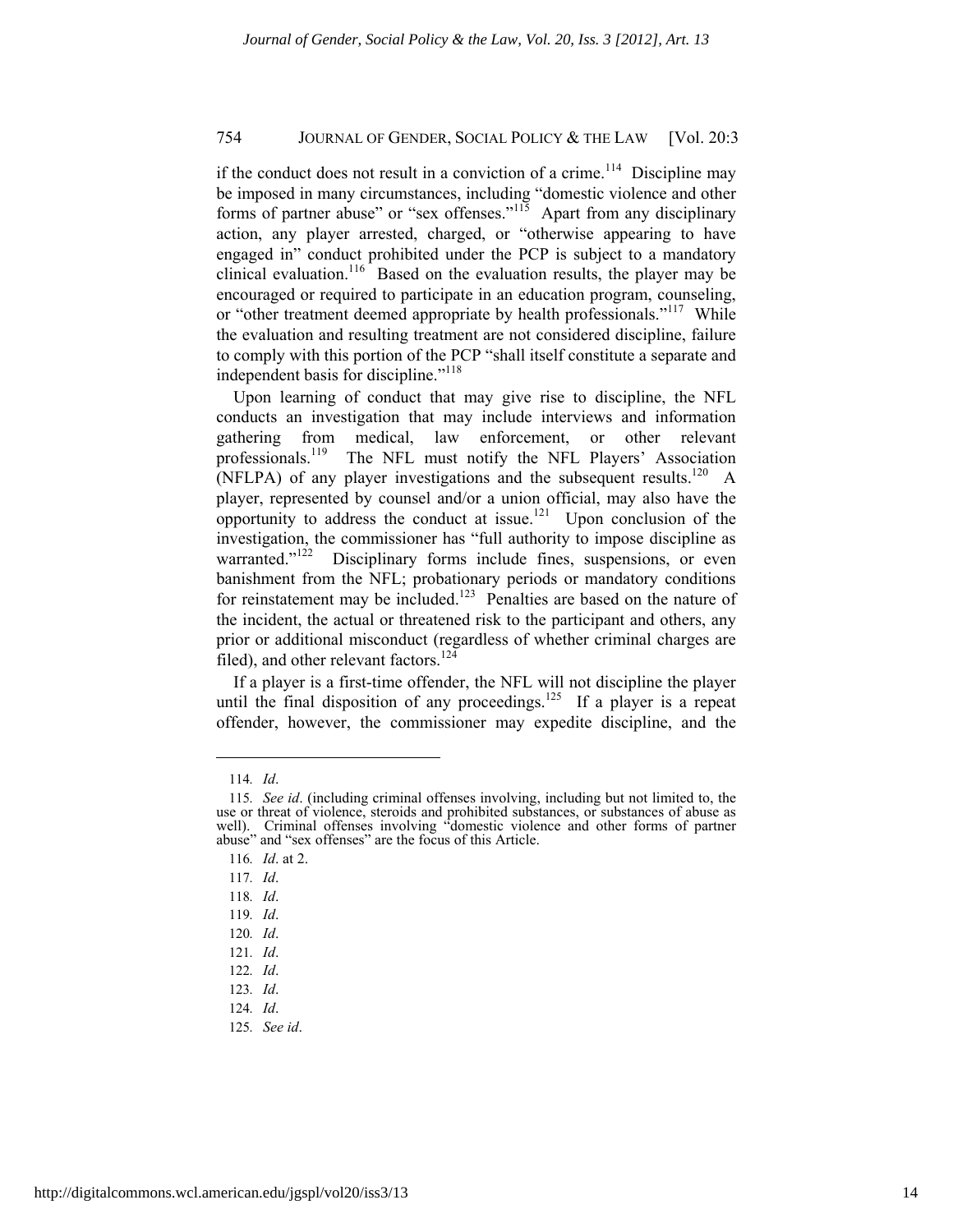if the conduct does not result in a conviction of a crime.[114] Discipline may be imposed in many circumstances, including "domestic violence and other forms of partner abuse" or "sex offenses."[115] Apart from any disciplinary action, any player arrested, charged, or "otherwise appearing to have engaged in" conduct prohibited under the PCP is subject to a mandatory clinical evaluation.[116] Based on the evaluation results, the player may be encouraged or required to participate in an education program, counseling, or "other treatment deemed appropriate by health professionals."[117] While the evaluation and resulting treatment are not considered discipline, failure to comply with this portion of the PCP "shall itself constitute a separate and independent basis for discipline."[118]

Upon learning of conduct that may give rise to discipline, the NFL conducts an investigation that may include interviews and information gathering from medical, law enforcement, or other relevant professionals.[119] The NFL must notify the NFL Players' Association (NFLPA) of any player investigations and the subsequent results.[120] A player, represented by counsel and/or a union official, may also have the opportunity to address the conduct at issue.[121] Upon conclusion of the investigation, the commissioner has "full authority to impose discipline as warranted."[122] Disciplinary forms include fines, suspensions, or even banishment from the NFL; probationary periods or mandatory conditions for reinstatement may be included.[123] Penalties are based on the nature of the incident, the actual or threatened risk to the participant and others, any prior or additional misconduct (regardless of whether criminal charges are filed), and other relevant factors.[124]

If a player is a first-time offender, the NFL will not discipline the player until the final disposition of any proceedings.[125] If a player is a repeat offender, however, the commissioner may expedite discipline, and the

---

114. *Id*.

115. *See id*. (including criminal offenses involving, including but not limited to, the use or threat of violence, steroids and prohibited substances, or substances of abuse as well). Criminal offenses involving "domestic violence and other forms of partner abuse" and "sex offenses" are the focus of this Article.

116. *Id*. at 2.

117. *Id*.

118. *Id*.

119. *Id*.

120. *Id*.

121. *Id*.

122. *Id*.

123. *Id*.

124. *Id*.

125. *See id*.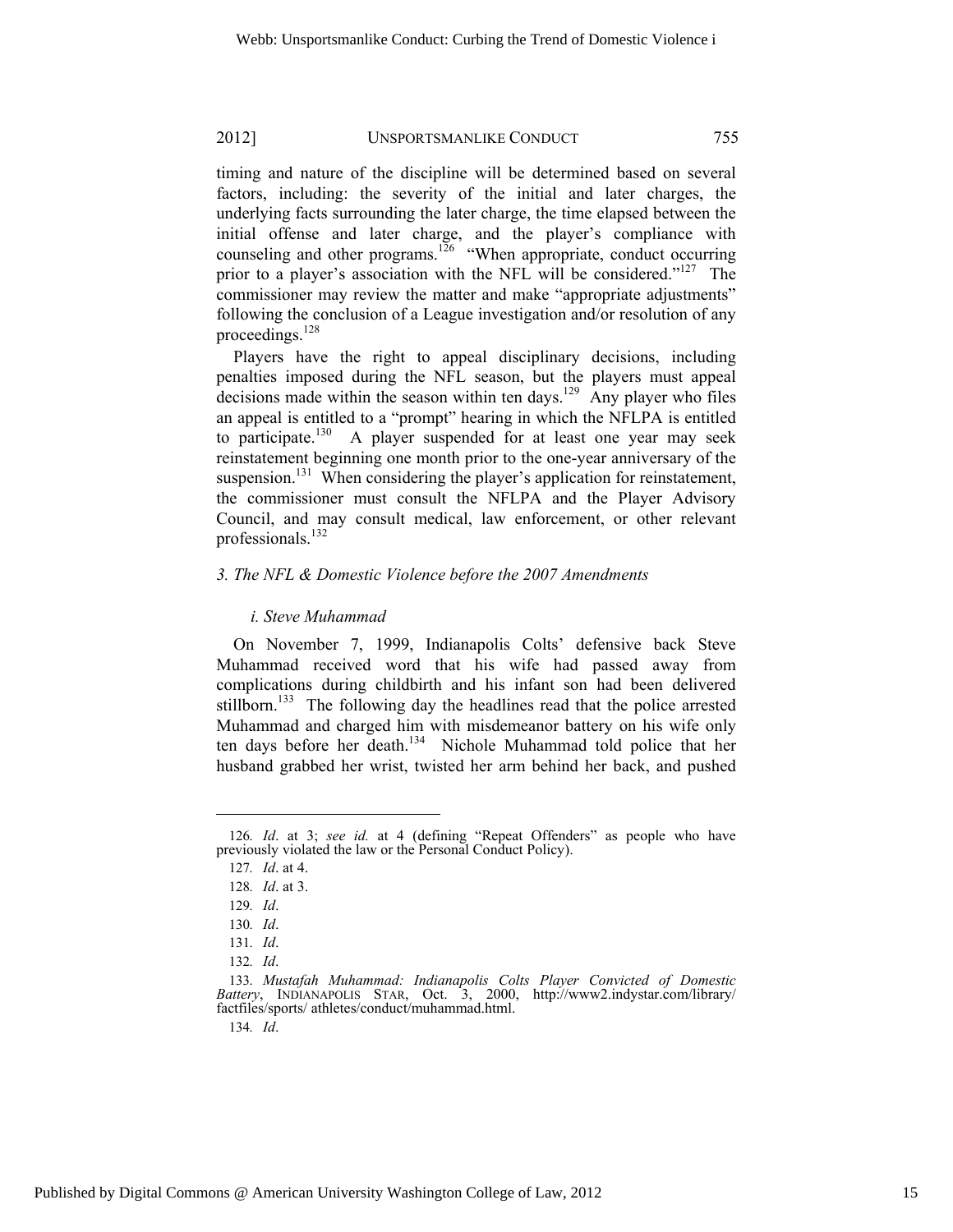timing and nature of the discipline will be determined based on several factors, including: the severity of the initial and later charges, the underlying facts surrounding the later charge, the time elapsed between the initial offense and later charge, and the player's compliance with counseling and other programs.[126] "When appropriate, conduct occurring prior to a player's association with the NFL will be considered."[127] The commissioner may review the matter and make "appropriate adjustments" following the conclusion of a League investigation and/or resolution of any proceedings.[128]

Players have the right to appeal disciplinary decisions, including penalties imposed during the NFL season, but the players must appeal decisions made within the season within ten days.[129] Any player who files an appeal is entitled to a "prompt" hearing in which the NFLPA is entitled to participate.[130] A player suspended for at least one year may seek reinstatement beginning one month prior to the one-year anniversary of the suspension.[131] When considering the player's application for reinstatement, the commissioner must consult the NFLPA and the Player Advisory Council, and may consult medical, law enforcement, or other relevant professionals.[132]

### *3. The NFL & Domestic Violence before the 2007 Amendments*

#### *i. Steve Muhammad*

On November 7, 1999, Indianapolis Colts' defensive back Steve Muhammad received word that his wife had passed away from complications during childbirth and his infant son had been delivered stillborn.[133] The following day the headlines read that the police arrested Muhammad and charged him with misdemeanor battery on his wife only ten days before her death.[134] Nichole Muhammad told police that her husband grabbed her wrist, twisted her arm behind her back, and pushed

---

126. *Id*. at 3; *see id.* at 4 (defining "Repeat Offenders" as people who have previously violated the law or the Personal Conduct Policy).

127. *Id*. at 4.

128. *Id*. at 3.

129. *Id*.

130. *Id*.

131. *Id*.

132. *Id*.

133. *Mustafah Muhammad: Indianapolis Colts Player Convicted of Domestic Battery*, INDIANAPOLIS STAR, Oct. 3, 2000, http://www2.indystar.com/library/factfiles/sports/ athletes/conduct/muhammad.html.

134. *Id*.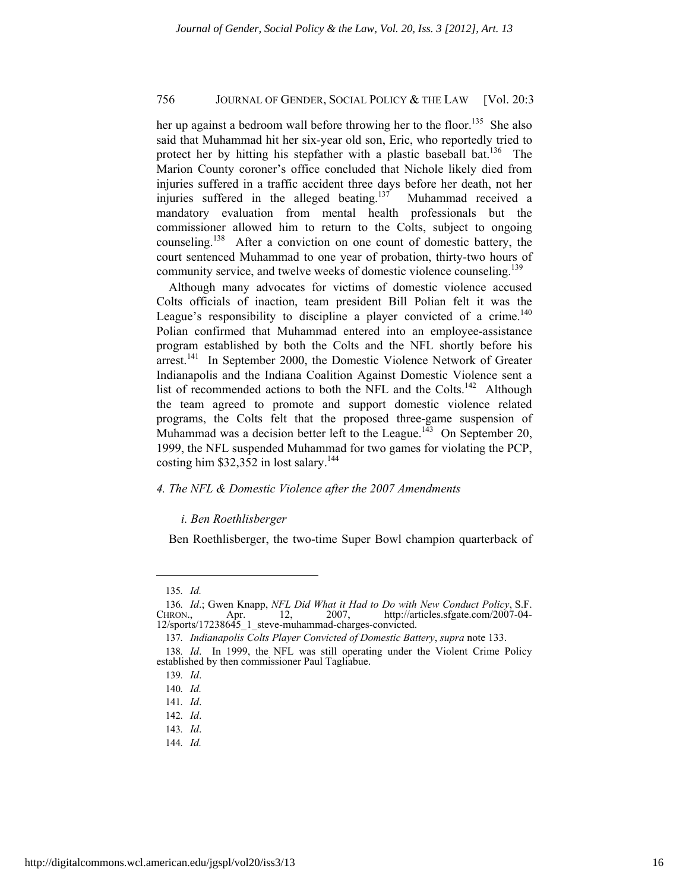her up against a bedroom wall before throwing her to the floor.[135] She also said that Muhammad hit her six-year old son, Eric, who reportedly tried to protect her by hitting his stepfather with a plastic baseball bat.[136] The Marion County coroner's office concluded that Nichole likely died from injuries suffered in a traffic accident three days before her death, not her injuries suffered in the alleged beating.[137] Muhammad received a mandatory evaluation from mental health professionals but the commissioner allowed him to return to the Colts, subject to ongoing counseling.[138] After a conviction on one count of domestic battery, the court sentenced Muhammad to one year of probation, thirty-two hours of community service, and twelve weeks of domestic violence counseling.[139]

Although many advocates for victims of domestic violence accused Colts officials of inaction, team president Bill Polian felt it was the League's responsibility to discipline a player convicted of a crime.[140] Polian confirmed that Muhammad entered into an employee-assistance program established by both the Colts and the NFL shortly before his arrest.[141] In September 2000, the Domestic Violence Network of Greater Indianapolis and the Indiana Coalition Against Domestic Violence sent a list of recommended actions to both the NFL and the Colts.[142] Although the team agreed to promote and support domestic violence related programs, the Colts felt that the proposed three-game suspension of Muhammad was a decision better left to the League.[143] On September 20, 1999, the NFL suspended Muhammad for two games for violating the PCP, costing him $32,352 in lost salary.[144]

#### *4. The NFL & Domestic Violence after the 2007 Amendments*

##### *i. Ben Roethlisberger*

Ben Roethlisberger, the two-time Super Bowl champion quarterback of

---

135. *Id.*

136. *Id*.; Gwen Knapp, *NFL Did What it Had to Do with New Conduct Policy*, S.F. CHRON., Apr. 12, 2007, http://articles.sfgate.com/2007-04-12/sports/17238645_1_steve-muhammad-charges-convicted.

137. *Indianapolis Colts Player Convicted of Domestic Battery*, *supra* note 133.

138. *Id*. In 1999, the NFL was still operating under the Violent Crime Policy established by then commissioner Paul Tagliabue.

139. *Id*.

140. *Id.*

141. *Id*.

142. *Id*.

143. *Id*.

144. *Id.*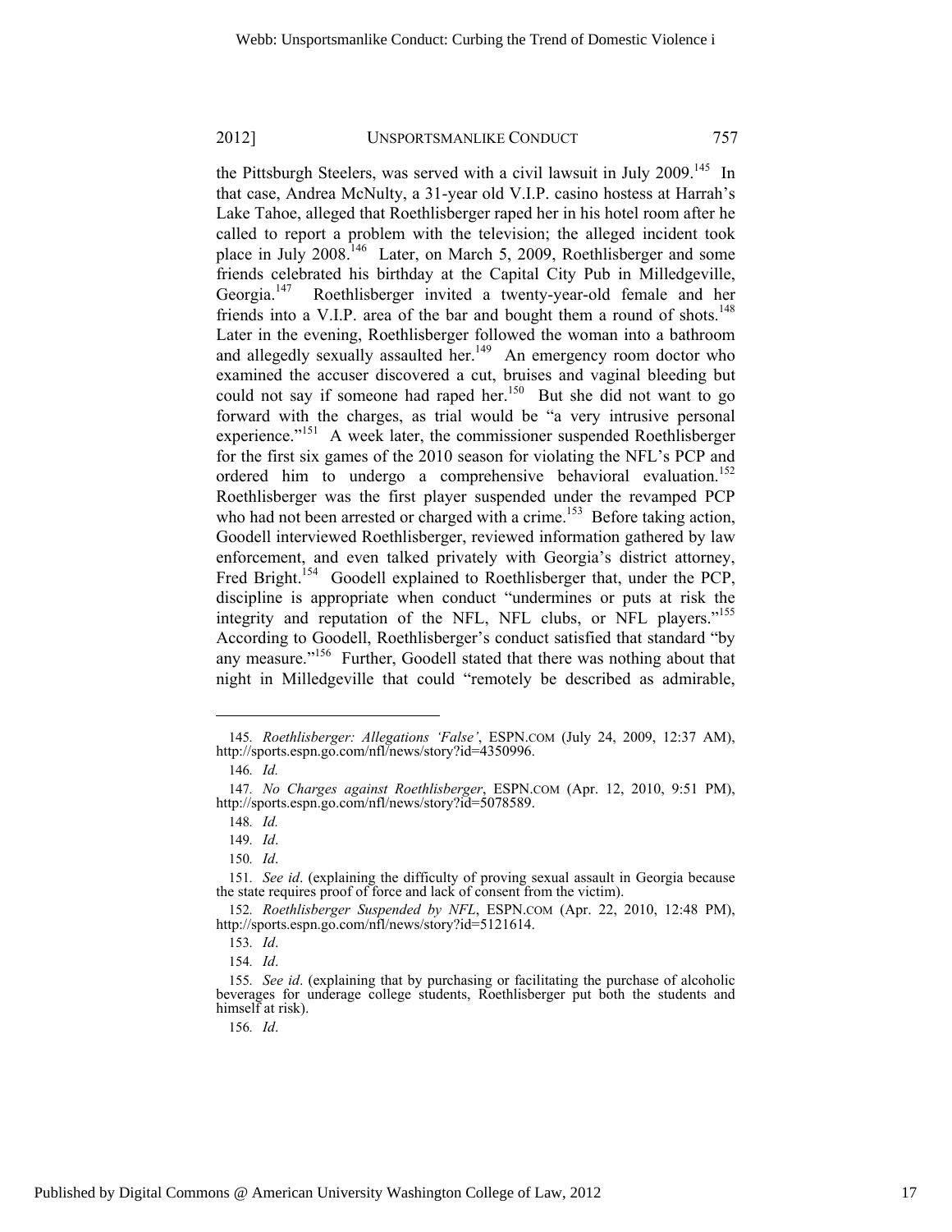the Pittsburgh Steelers, was served with a civil lawsuit in July 2009.[145] In that case, Andrea McNulty, a 31-year old V.I.P. casino hostess at Harrah's Lake Tahoe, alleged that Roethlisberger raped her in his hotel room after he called to report a problem with the television; the alleged incident took place in July 2008.[146] Later, on March 5, 2009, Roethlisberger and some friends celebrated his birthday at the Capital City Pub in Milledgeville, Georgia.[147] Roethlisberger invited a twenty-year-old female and her friends into a V.I.P. area of the bar and bought them a round of shots.[148] Later in the evening, Roethlisberger followed the woman into a bathroom and allegedly sexually assaulted her.[149] An emergency room doctor who examined the accuser discovered a cut, bruises and vaginal bleeding but could not say if someone had raped her.[150] But she did not want to go forward with the charges, as trial would be "a very intrusive personal experience."[151] A week later, the commissioner suspended Roethlisberger for the first six games of the 2010 season for violating the NFL's PCP and ordered him to undergo a comprehensive behavioral evaluation.[152] Roethlisberger was the first player suspended under the revamped PCP who had not been arrested or charged with a crime.[153] Before taking action, Goodell interviewed Roethlisberger, reviewed information gathered by law enforcement, and even talked privately with Georgia's district attorney, Fred Bright.[154] Goodell explained to Roethlisberger that, under the PCP, discipline is appropriate when conduct "undermines or puts at risk the integrity and reputation of the NFL, NFL clubs, or NFL players."[155] According to Goodell, Roethlisberger's conduct satisfied that standard "by any measure."[156] Further, Goodell stated that there was nothing about that night in Milledgeville that could "remotely be described as admirable,

---

145. *Roethlisberger: Allegations 'False'*, ESPN.COM (July 24, 2009, 12:37 AM), http://sports.espn.go.com/nfl/news/story?id=4350996.

146. *Id.*

147. *No Charges against Roethlisberger*, ESPN.COM (Apr. 12, 2010, 9:51 PM), http://sports.espn.go.com/nfl/news/story?id=5078589.

148. *Id.*

149. *Id*.

150. *Id*.

151. *See id*. (explaining the difficulty of proving sexual assault in Georgia because the state requires proof of force and lack of consent from the victim).

152. *Roethlisberger Suspended by NFL*, ESPN.COM (Apr. 22, 2010, 12:48 PM), http://sports.espn.go.com/nfl/news/story?id=5121614.

153. *Id*.

154. *Id*.

155. *See id*. (explaining that by purchasing or facilitating the purchase of alcoholic beverages for underage college students, Roethlisberger put both the students and himself at risk).

156. *Id*.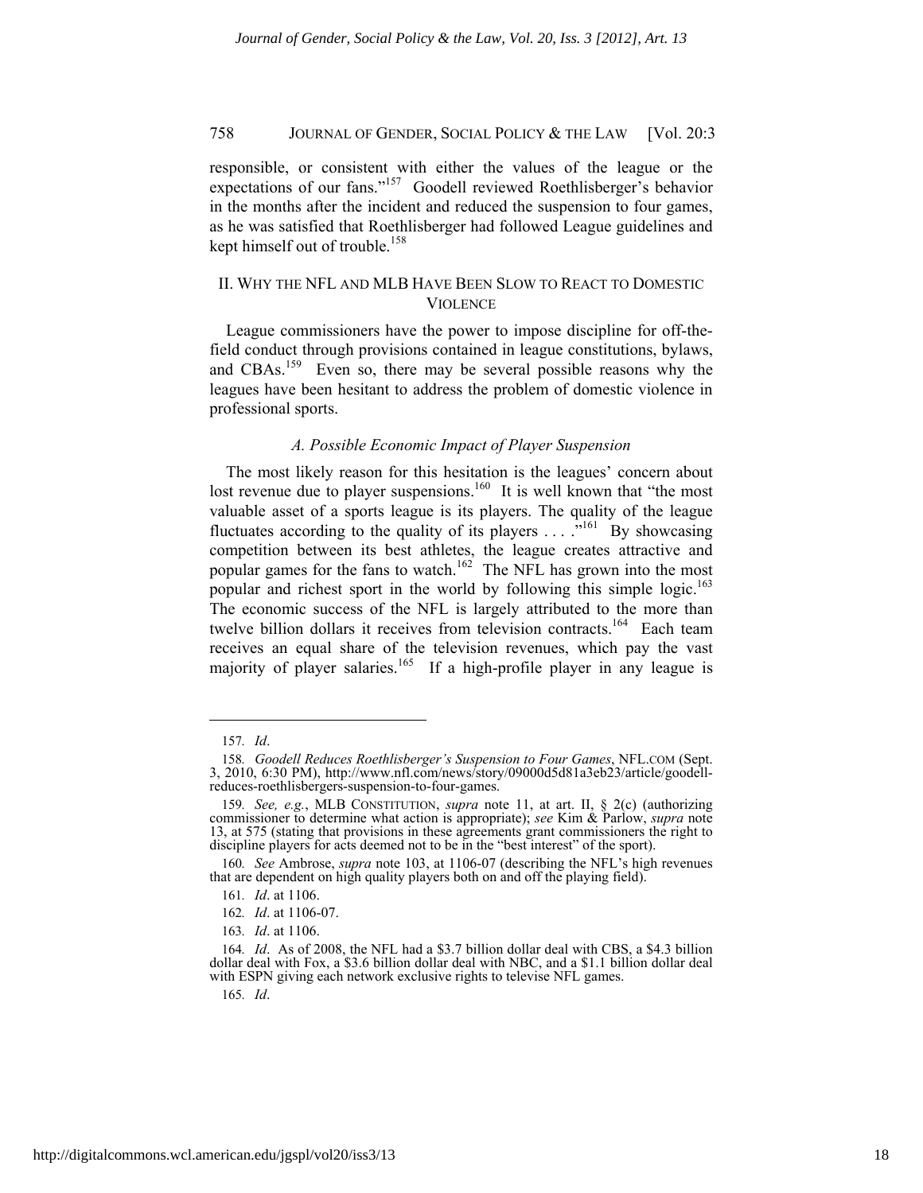responsible, or consistent with either the values of the league or the expectations of our fans."[157] Goodell reviewed Roethlisberger's behavior in the months after the incident and reduced the suspension to four games, as he was satisfied that Roethlisberger had followed League guidelines and kept himself out of trouble.[158]

## II. Why the NFL and MLB Have Been Slow to React to Domestic Violence

League commissioners have the power to impose discipline for off-the-field conduct through provisions contained in league constitutions, bylaws, and CBAs.[159] Even so, there may be several possible reasons why the leagues have been hesitant to address the problem of domestic violence in professional sports.

### *A. Possible Economic Impact of Player Suspension*

The most likely reason for this hesitation is the leagues' concern about lost revenue due to player suspensions.[160] It is well known that "the most valuable asset of a sports league is its players. The quality of the league fluctuates according to the quality of its players . . . ."[161] By showcasing competition between its best athletes, the league creates attractive and popular games for the fans to watch.[162] The NFL has grown into the most popular and richest sport in the world by following this simple logic.[163] The economic success of the NFL is largely attributed to the more than twelve billion dollars it receives from television contracts.[164] Each team receives an equal share of the television revenues, which pay the vast majority of player salaries.[165] If a high-profile player in any league is

---

157. *Id*.

158. *Goodell Reduces Roethlisberger's Suspension to Four Games*, NFL.COM (Sept. 3, 2010, 6:30 PM), http://www.nfl.com/news/story/09000d5d81a3eb23/article/goodell-reduces-roethlisbergers-suspension-to-four-games.

159. *See, e.g.*, MLB CONSTITUTION, *supra* note 11, at art. II, § 2(c) (authorizing commissioner to determine what action is appropriate); *see* Kim & Parlow, *supra* note 13, at 575 (stating that provisions in these agreements grant commissioners the right to discipline players for acts deemed not to be in the "best interest" of the sport).

160. *See* Ambrose, *supra* note 103, at 1106-07 (describing the NFL's high revenues that are dependent on high quality players both on and off the playing field).

161. *Id*. at 1106.

162. *Id*. at 1106-07.

163. *Id*. at 1106.

164. *Id*. As of 2008, the NFL had a $3.7 billion dollar deal with CBS, a $4.3 billion dollar deal with Fox, a $3.6 billion dollar deal with NBC, and a $1.1 billion dollar deal with ESPN giving each network exclusive rights to televise NFL games.

165. *Id*.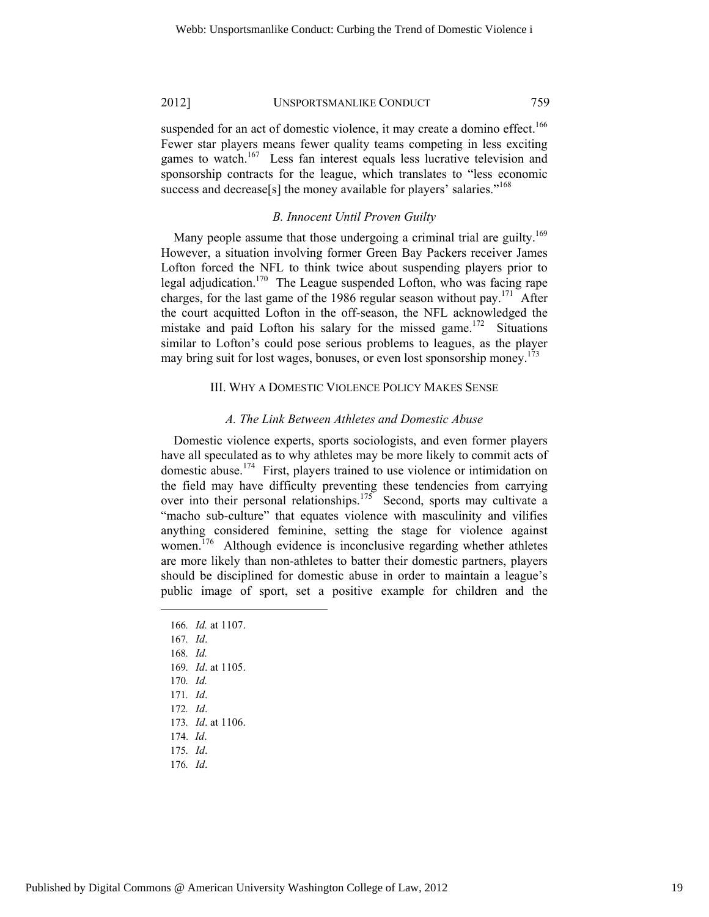suspended for an act of domestic violence, it may create a domino effect.[166] Fewer star players means fewer quality teams competing in less exciting games to watch.[167] Less fan interest equals less lucrative television and sponsorship contracts for the league, which translates to "less economic success and decrease[s] the money available for players' salaries."[168]

### *B. Innocent Until Proven Guilty*

Many people assume that those undergoing a criminal trial are guilty.[169] However, a situation involving former Green Bay Packers receiver James Lofton forced the NFL to think twice about suspending players prior to legal adjudication.[170] The League suspended Lofton, who was facing rape charges, for the last game of the 1986 regular season without pay.[171] After the court acquitted Lofton in the off-season, the NFL acknowledged the mistake and paid Lofton his salary for the missed game.[172] Situations similar to Lofton's could pose serious problems to leagues, as the player may bring suit for lost wages, bonuses, or even lost sponsorship money.[173]

## III. WHY A DOMESTIC VIOLENCE POLICY MAKES SENSE

### *A. The Link Between Athletes and Domestic Abuse*

Domestic violence experts, sports sociologists, and even former players have all speculated as to why athletes may be more likely to commit acts of domestic abuse.[174] First, players trained to use violence or intimidation on the field may have difficulty preventing these tendencies from carrying over into their personal relationships.[175] Second, sports may cultivate a "macho sub-culture" that equates violence with masculinity and vilifies anything considered feminine, setting the stage for violence against women.[176] Although evidence is inconclusive regarding whether athletes are more likely than non-athletes to batter their domestic partners, players should be disciplined for domestic abuse in order to maintain a league's public image of sport, set a positive example for children and the

---

166. *Id.* at 1107.
167. *Id*.
168. *Id.*
169. *Id*. at 1105.
170. *Id.*
171. *Id*.
172. *Id*.
173. *Id*. at 1106.
174. *Id*.
175. *Id*.
176. *Id*.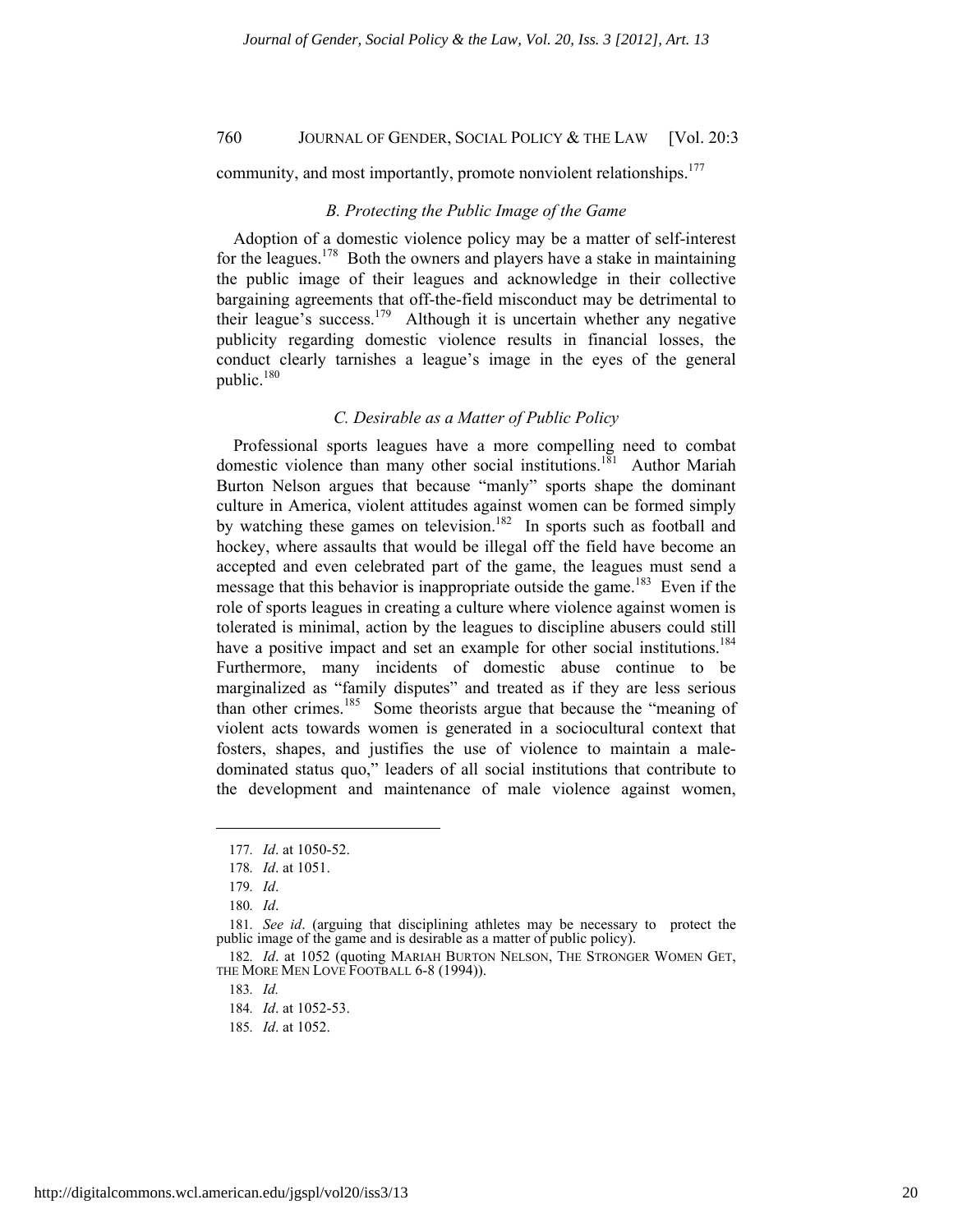community, and most importantly, promote nonviolent relationships.[177]

### *B. Protecting the Public Image of the Game*

Adoption of a domestic violence policy may be a matter of self-interest for the leagues.[178] Both the owners and players have a stake in maintaining the public image of their leagues and acknowledge in their collective bargaining agreements that off-the-field misconduct may be detrimental to their league's success.[179] Although it is uncertain whether any negative publicity regarding domestic violence results in financial losses, the conduct clearly tarnishes a league's image in the eyes of the general public.[180]

### *C. Desirable as a Matter of Public Policy*

Professional sports leagues have a more compelling need to combat domestic violence than many other social institutions.[181] Author Mariah Burton Nelson argues that because "manly" sports shape the dominant culture in America, violent attitudes against women can be formed simply by watching these games on television.[182] In sports such as football and hockey, where assaults that would be illegal off the field have become an accepted and even celebrated part of the game, the leagues must send a message that this behavior is inappropriate outside the game.[183] Even if the role of sports leagues in creating a culture where violence against women is tolerated is minimal, action by the leagues to discipline abusers could still have a positive impact and set an example for other social institutions.[184] Furthermore, many incidents of domestic abuse continue to be marginalized as "family disputes" and treated as if they are less serious than other crimes.[185] Some theorists argue that because the "meaning of violent acts towards women is generated in a sociocultural context that fosters, shapes, and justifies the use of violence to maintain a male-dominated status quo," leaders of all social institutions that contribute to the development and maintenance of male violence against women,

---

177. *Id*. at 1050-52.

178. *Id*. at 1051.

179. *Id*.

180. *Id*.

181. *See id*. (arguing that disciplining athletes may be necessary to protect the public image of the game and is desirable as a matter of public policy).

182. *Id*. at 1052 (quoting MARIAH BURTON NELSON, THE STRONGER WOMEN GET, THE MORE MEN LOVE FOOTBALL 6-8 (1994)).

183. *Id.*

184. *Id*. at 1052-53.

185. *Id*. at 1052.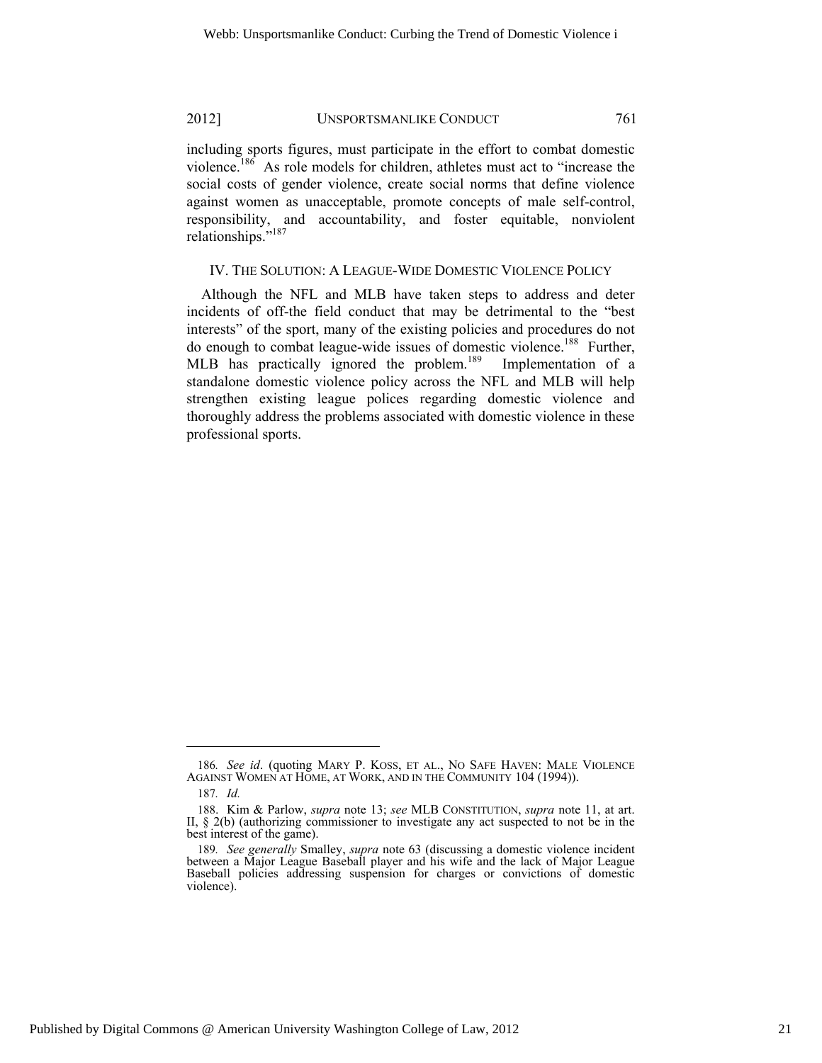including sports figures, must participate in the effort to combat domestic violence.[186] As role models for children, athletes must act to "increase the social costs of gender violence, create social norms that define violence against women as unacceptable, promote concepts of male self-control, responsibility, and accountability, and foster equitable, nonviolent relationships."[187]

## IV. THE SOLUTION: A LEAGUE-WIDE DOMESTIC VIOLENCE POLICY

Although the NFL and MLB have taken steps to address and deter incidents of off-the field conduct that may be detrimental to the "best interests" of the sport, many of the existing policies and procedures do not do enough to combat league-wide issues of domestic violence.[188] Further, MLB has practically ignored the problem.[189] Implementation of a standalone domestic violence policy across the NFL and MLB will help strengthen existing league polices regarding domestic violence and thoroughly address the problems associated with domestic violence in these professional sports.

---

186. *See id*. (quoting MARY P. KOSS, ET AL., NO SAFE HAVEN: MALE VIOLENCE AGAINST WOMEN AT HOME, AT WORK, AND IN THE COMMUNITY 104 (1994)).

187. *Id.*

188. Kim & Parlow, *supra* note 13; *see* MLB CONSTITUTION, *supra* note 11, at art. II, § 2(b) (authorizing commissioner to investigate any act suspected to not be in the best interest of the game).

189. *See generally* Smalley, *supra* note 63 (discussing a domestic violence incident between a Major League Baseball player and his wife and the lack of Major League Baseball policies addressing suspension for charges or convictions of domestic violence).